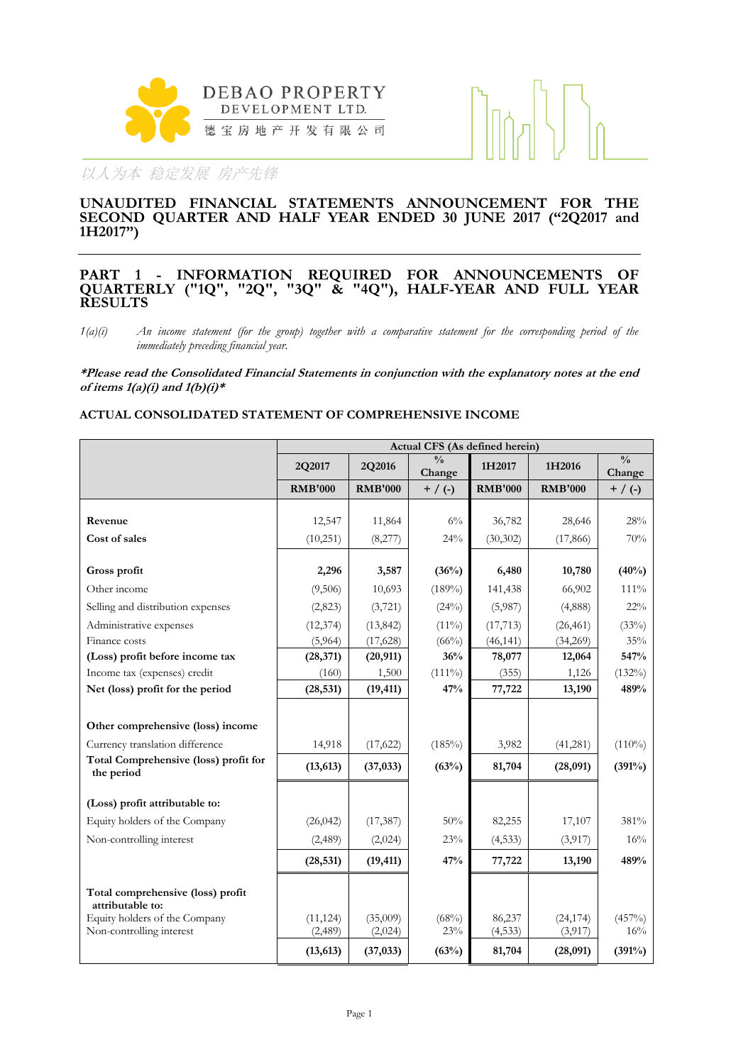DEBAO PROPERTY DEVELOPMENT LTD.

德宝房地产开发有限公司

以人为本 稳定发展 房产先锋

# UNAUDITED FINANCIAL STATEMENTS ANNOUNCEMENT FOR THE SECOND QUARTER AND HALF YEAR ENDED 30 JUNE 2017 ("2Q2017 and 1H2017")

## PART 1 - INFORMATION REQUIRED FOR ANNOUNCEMENTS OF QUARTERLY ("1Q", "2Q", "3Q" & "4Q"), HALF-YEAR AND FULL YEAR RESULTS

*1(a)(i)* *An income statement (for the group) together with a comparative statement for the corresponding period of the immediately preceding financial year.*

***Please read the Consolidated Financial Statements in conjunction with the explanatory notes at the end of items 1(a)(i) and 1(b)(i)****

### ACTUAL CONSOLIDATED STATEMENT OF COMPREHENSIVE INCOME

| | Actual CFS (As defined herein) | | | | | |
|---|---|---|---|---|---|---|
| | **2Q2017** | **2Q2016** | **% Change** | **1H2017** | **1H2016** | **% Change** |
| | **RMB'000** | **RMB'000** | **+ / (-)** | **RMB'000** | **RMB'000** | **+ / (-)** |
| **Revenue** | 12,547 | 11,864 | 6% | 36,782 | 28,646 | 28% |
| **Cost of sales** | (10,251) | (8,277) | 24% | (30,302) | (17,866) | 70% |
| **Gross profit** | **2,296** | **3,587** | **(36%)** | **6,480** | **10,780** | **(40%)** |
| Other income | (9,506) | 10,693 | (189%) | 141,438 | 66,902 | 111% |
| Selling and distribution expenses | (2,823) | (3,721) | (24%) | (5,987) | (4,888) | 22% |
| Administrative expenses | (12,374) | (13,842) | (11%) | (17,713) | (26,461) | (33%) |
| Finance costs | (5,964) | (17,628) | (66%) | (46,141) | (34,269) | 35% |
| **(Loss) profit before income tax** | **(28,371)** | **(20,911)** | **36%** | **78,077** | **12,064** | **547%** |
| Income tax (expenses) credit | (160) | 1,500 | (111%) | (355) | 1,126 | (132%) |
| **Net (loss) profit for the period** | **(28,531)** | **(19,411)** | **47%** | **77,722** | **13,190** | **489%** |
| **Other comprehensive (loss) income** | | | | | | |
| Currency translation difference | 14,918 | (17,622) | (185%) | 3,982 | (41,281) | (110%) |
| **Total Comprehensive (loss) profit for the period** | **(13,613)** | **(37,033)** | **(63%)** | **81,704** | **(28,091)** | **(391%)** |
| **(Loss) profit attributable to:** | | | | | | |
| Equity holders of the Company | (26,042) | (17,387) | 50% | 82,255 | 17,107 | 381% |
| Non-controlling interest | (2,489) | (2,024) | 23% | (4,533) | (3,917) | 16% |
| | **(28,531)** | **(19,411)** | **47%** | **77,722** | **13,190** | **489%** |
| **Total comprehensive (loss) profit attributable to:** | | | | | | |
| Equity holders of the Company | (11,124) | (35,009) | (68%) | 86,237 | (24,174) | (457%) |
| Non-controlling interest | (2,489) | (2,024) | 23% | (4,533) | (3,917) | 16% |
| | **(13,613)** | **(37,033)** | **(63%)** | **81,704** | **(28,091)** | **(391%)** |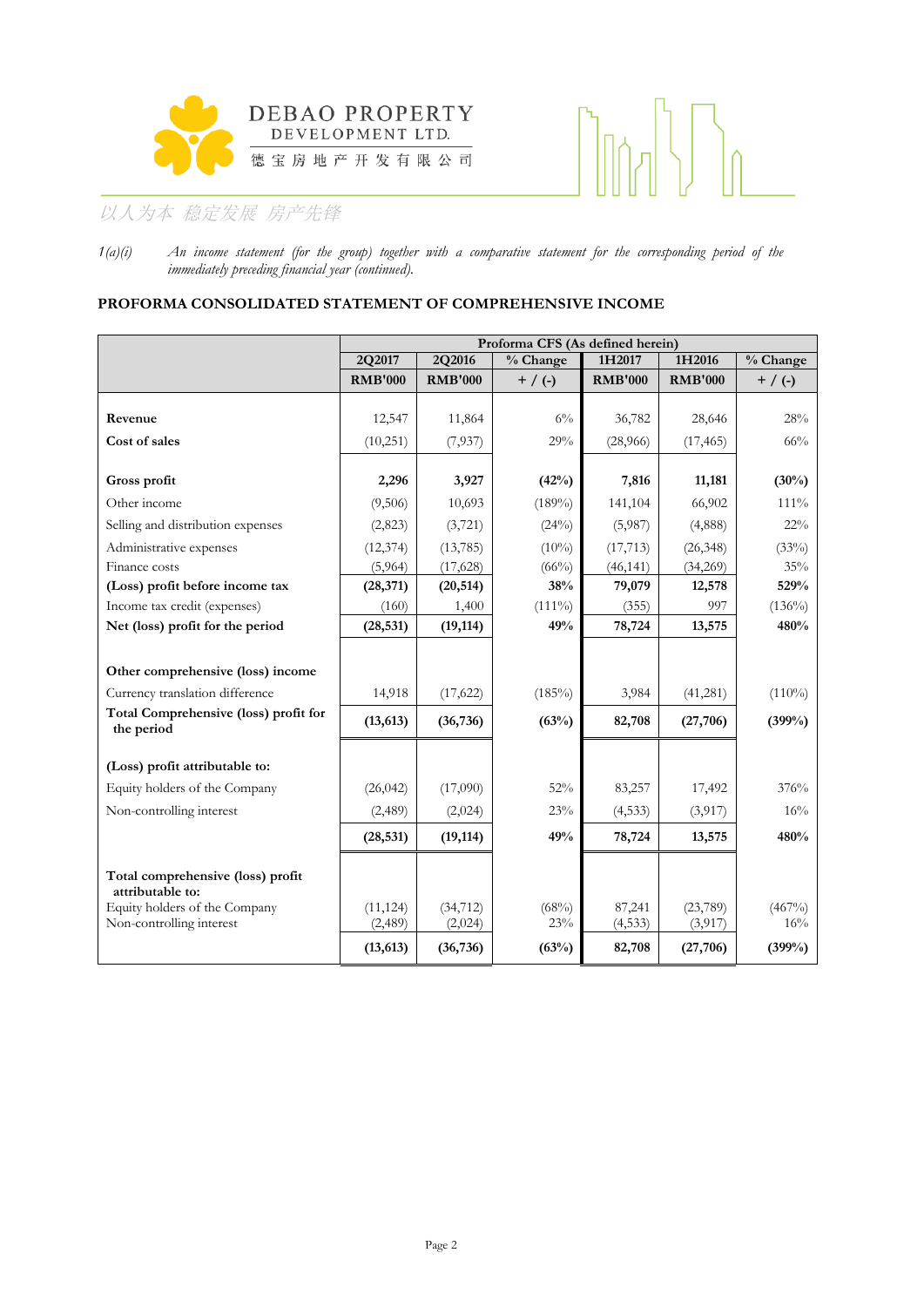1(a)(i) *An income statement (for the group) together with a comparative statement for the corresponding period of the immediately preceding financial year (continued).*

**PROFORMA CONSOLIDATED STATEMENT OF COMPREHENSIVE INCOME**

| | Proforma CFS (As defined herein) | | | | | |
|---|---|---|---|---|---|---|
| | 2Q2017 | 2Q2016 | % Change | 1H2017 | 1H2016 | % Change |
| | RMB'000 | RMB'000 | + / (-) | RMB'000 | RMB'000 | + / (-) |
| **Revenue** | 12,547 | 11,864 | 6% | 36,782 | 28,646 | 28% |
| **Cost of sales** | (10,251) | (7,937) | 29% | (28,966) | (17,465) | 66% |
| **Gross profit** | **2,296** | **3,927** | **(42%)** | **7,816** | **11,181** | **(30%)** |
| Other income | (9,506) | 10,693 | (189%) | 141,104 | 66,902 | 111% |
| Selling and distribution expenses | (2,823) | (3,721) | (24%) | (5,987) | (4,888) | 22% |
| Administrative expenses | (12,374) | (13,785) | (10%) | (17,713) | (26,348) | (33%) |
| Finance costs | (5,964) | (17,628) | (66%) | (46,141) | (34,269) | 35% |
| **(Loss) profit before income tax** | **(28,371)** | **(20,514)** | **38%** | **79,079** | **12,578** | **529%** |
| Income tax credit (expenses) | (160) | 1,400 | (111%) | (355) | 997 | (136%) |
| **Net (loss) profit for the period** | **(28,531)** | **(19,114)** | **49%** | **78,724** | **13,575** | **480%** |
| **Other comprehensive (loss) income** | | | | | | |
| Currency translation difference | 14,918 | (17,622) | (185%) | 3,984 | (41,281) | (110%) |
| **Total Comprehensive (loss) profit for the period** | **(13,613)** | **(36,736)** | **(63%)** | **82,708** | **(27,706)** | **(399%)** |
| **(Loss) profit attributable to:** | | | | | | |
| Equity holders of the Company | (26,042) | (17,090) | 52% | 83,257 | 17,492 | 376% |
| Non-controlling interest | (2,489) | (2,024) | 23% | (4,533) | (3,917) | 16% |
| | **(28,531)** | **(19,114)** | **49%** | **78,724** | **13,575** | **480%** |
| **Total comprehensive (loss) profit attributable to:** | | | | | | |
| Equity holders of the Company | (11,124) | (34,712) | (68%) | 87,241 | (23,789) | (467%) |
| Non-controlling interest | (2,489) | (2,024) | 23% | (4,533) | (3,917) | 16% |
| | **(13,613)** | **(36,736)** | **(63%)** | **82,708** | **(27,706)** | **(399%)** |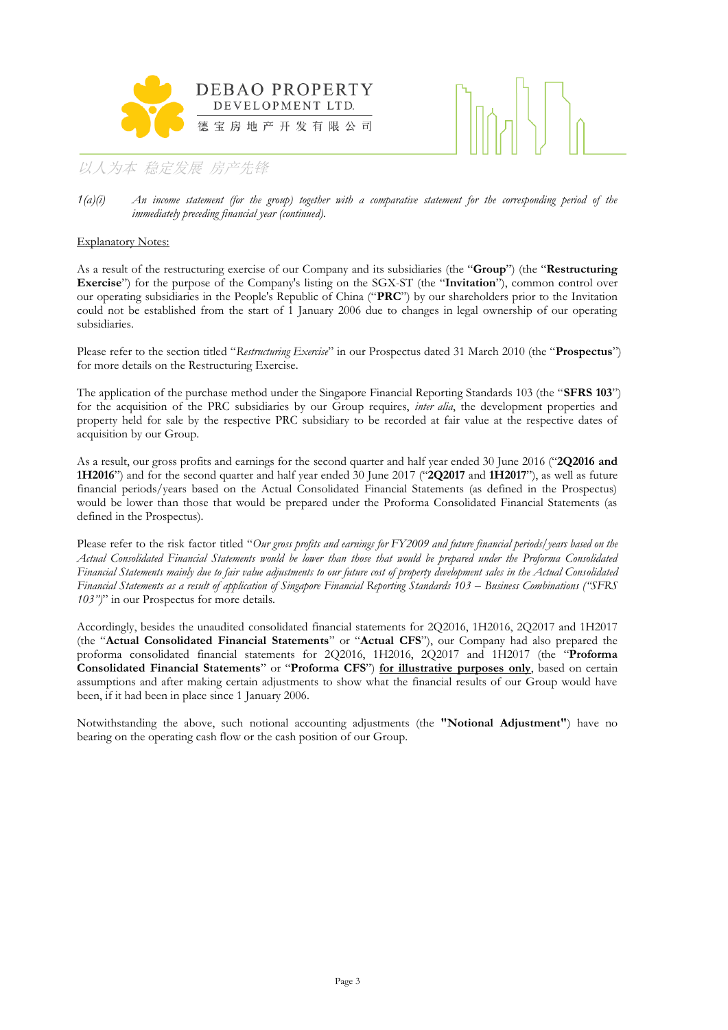*1(a)(i) An income statement (for the group) together with a comparative statement for the corresponding period of the immediately preceding financial year (continued).*

Explanatory Notes:

As a result of the restructuring exercise of our Company and its subsidiaries (the "**Group**") (the "**Restructuring Exercise**") for the purpose of the Company's listing on the SGX-ST (the "**Invitation**"), common control over our operating subsidiaries in the People's Republic of China ("**PRC**") by our shareholders prior to the Invitation could not be established from the start of 1 January 2006 due to changes in legal ownership of our operating subsidiaries.

Please refer to the section titled "*Restructuring Exercise*" in our Prospectus dated 31 March 2010 (the "**Prospectus**") for more details on the Restructuring Exercise.

The application of the purchase method under the Singapore Financial Reporting Standards 103 (the "**SFRS 103**") for the acquisition of the PRC subsidiaries by our Group requires, *inter alia*, the development properties and property held for sale by the respective PRC subsidiary to be recorded at fair value at the respective dates of acquisition by our Group.

As a result, our gross profits and earnings for the second quarter and half year ended 30 June 2016 ("**2Q2016 and 1H2016**") and for the second quarter and half year ended 30 June 2017 ("**2Q2017** and **1H2017**"), as well as future financial periods/years based on the Actual Consolidated Financial Statements (as defined in the Prospectus) would be lower than those that would be prepared under the Proforma Consolidated Financial Statements (as defined in the Prospectus).

Please refer to the risk factor titled "*Our gross profits and earnings for FY2009 and future financial periods/years based on the Actual Consolidated Financial Statements would be lower than those that would be prepared under the Proforma Consolidated Financial Statements mainly due to fair value adjustments to our future cost of property development sales in the Actual Consolidated Financial Statements as a result of application of Singapore Financial Reporting Standards 103 – Business Combinations ("SFRS 103")*" in our Prospectus for more details.

Accordingly, besides the unaudited consolidated financial statements for 2Q2016, 1H2016, 2Q2017 and 1H2017 (the "**Actual Consolidated Financial Statements**" or "**Actual CFS**"), our Company had also prepared the proforma consolidated financial statements for 2Q2016, 1H2016, 2Q2017 and 1H2017 (the "**Proforma Consolidated Financial Statements**" or "**Proforma CFS**") **for illustrative purposes only**, based on certain assumptions and after making certain adjustments to show what the financial results of our Group would have been, if it had been in place since 1 January 2006.

Notwithstanding the above, such notional accounting adjustments (the **"Notional Adjustment"**) have no bearing on the operating cash flow or the cash position of our Group.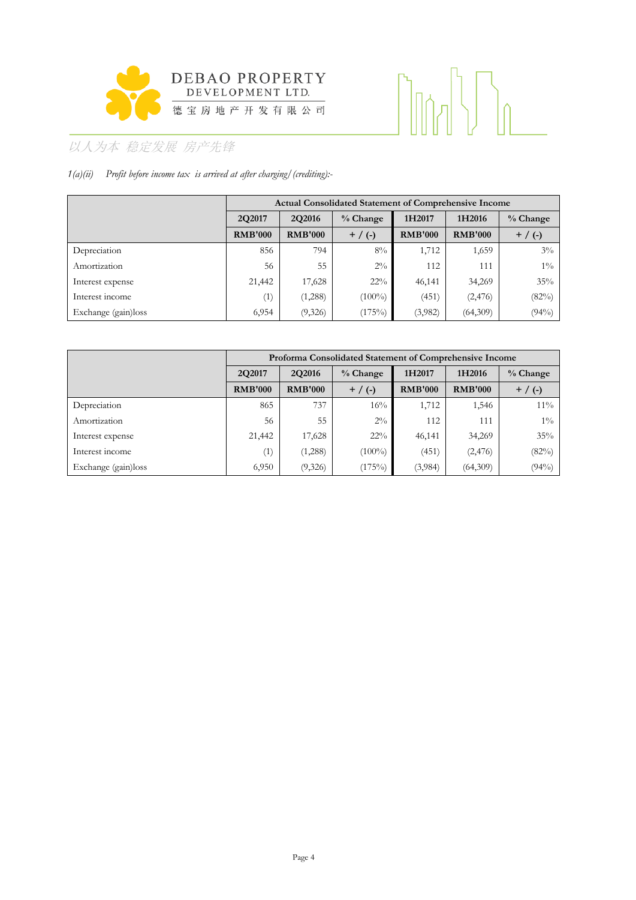*1(a)(ii) Profit before income tax is arrived at after charging/(crediting):-*

| | Actual Consolidated Statement of Comprehensive Income | | | | | |
|---|---|---|---|---|---|---|
| | 2Q2017 | 2Q2016 | % Change | 1H2017 | 1H2016 | % Change |
| | RMB'000 | RMB'000 | + / (-) | RMB'000 | RMB'000 | + / (-) |
| Depreciation | 856 | 794 | 8% | 1,712 | 1,659 | 3% |
| Amortization | 56 | 55 | 2% | 112 | 111 | 1% |
| Interest expense | 21,442 | 17,628 | 22% | 46,141 | 34,269 | 35% |
| Interest income | (1) | (1,288) | (100%) | (451) | (2,476) | (82%) |
| Exchange (gain)loss | 6,954 | (9,326) | (175%) | (3,982) | (64,309) | (94%) |

| | Proforma Consolidated Statement of Comprehensive Income | | | | | |
|---|---|---|---|---|---|---|
| | 2Q2017 | 2Q2016 | % Change | 1H2017 | 1H2016 | % Change |
| | RMB'000 | RMB'000 | + / (-) | RMB'000 | RMB'000 | + / (-) |
| Depreciation | 865 | 737 | 16% | 1,712 | 1,546 | 11% |
| Amortization | 56 | 55 | 2% | 112 | 111 | 1% |
| Interest expense | 21,442 | 17,628 | 22% | 46,141 | 34,269 | 35% |
| Interest income | (1) | (1,288) | (100%) | (451) | (2,476) | (82%) |
| Exchange (gain)loss | 6,950 | (9,326) | (175%) | (3,984) | (64,309) | (94%) |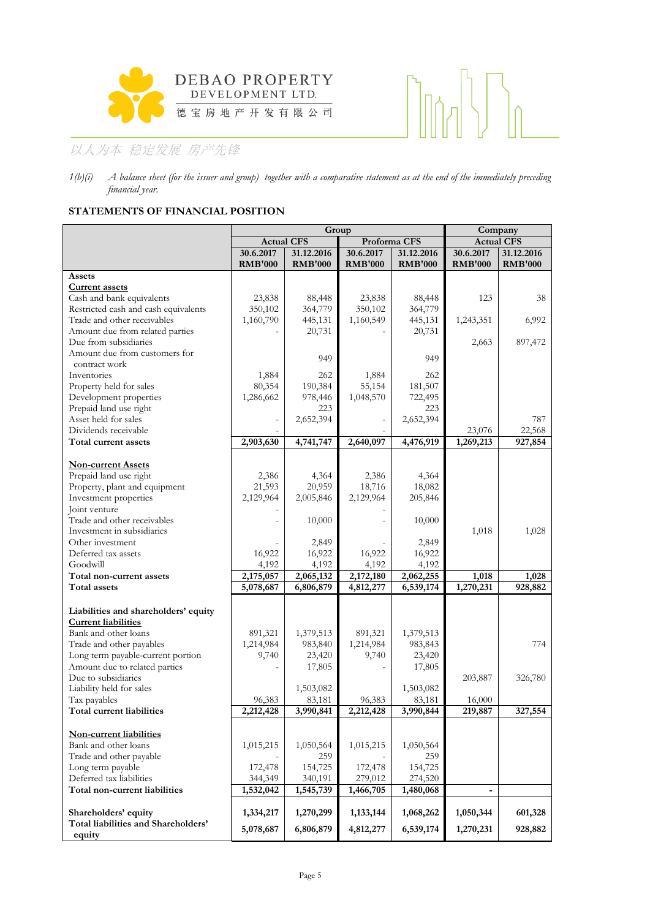1(b)(i) *A balance sheet (for the issuer and group) together with a comparative statement as at the end of the immediately preceding financial year.*

**STATEMENTS OF FINANCIAL POSITION**

| | Group | | | | Company | |
|---|---|---|---|---|---|---|
| | Actual CFS | | Proforma CFS | | Actual CFS | |
| | 30.6.2017 RMB'000 | 31.12.2016 RMB'000 | 30.6.2017 RMB'000 | 31.12.2016 RMB'000 | 30.6.2017 RMB'000 | 31.12.2016 RMB'000 |
| **Assets** | | | | | | |
| **Current assets** | | | | | | |
| Cash and bank equivalents | 23,838 | 88,448 | 23,838 | 88,448 | 123 | 38 |
| Restricted cash and cash equivalents | 350,102 | 364,779 | 350,102 | 364,779 | | |
| Trade and other receivables | 1,160,790 | 445,131 | 1,160,549 | 445,131 | 1,243,351 | 6,992 |
| Amount due from related parties | - | 20,731 | - | 20,731 | | |
| Due from subsidiaries | | | | | 2,663 | 897,472 |
| Amount due from customers for contract work | | 949 | | 949 | | |
| Inventories | 1,884 | 262 | 1,884 | 262 | | |
| Property held for sales | 80,354 | 190,384 | 55,154 | 181,507 | | |
| Development properties | 1,286,662 | 978,446 | 1,048,570 | 722,495 | | |
| Prepaid land use right | | 223 | | 223 | | |
| Asset held for sales | - | 2,652,394 | - | 2,652,394 | | 787 |
| Dividends receivable | | - | | - | 23,076 | 22,568 |
| **Total current assets** | **2,903,630** | **4,741,747** | **2,640,097** | **4,476,919** | **1,269,213** | **927,854** |
| | | | | | | |
| **Non-current Assets** | | | | | | |
| Prepaid land use right | 2,386 | 4,364 | 2,386 | 4,364 | | |
| Property, plant and equipment | 21,593 | 20,959 | 18,716 | 18,082 | | |
| Investment properties | 2,129,964 | 2,005,846 | 2,129,964 | 205,846 | | |
| Joint venture | - | | - | | | |
| Trade and other receivables | - | 10,000 | - | 10,000 | | |
| Investment in subsidiaries | | | | | 1,018 | 1,028 |
| Other investment | - | 2,849 | - | 2,849 | | |
| Deferred tax assets | 16,922 | 16,922 | 16,922 | 16,922 | | |
| Goodwill | 4,192 | 4,192 | 4,192 | 4,192 | | |
| **Total non-current assets** | **2,175,057** | **2,065,132** | **2,172,180** | **2,062,255** | **1,018** | **1,028** |
| **Total assets** | **5,078,687** | **6,806,879** | **4,812,277** | **6,539,174** | **1,270,231** | **928,882** |
| | | | | | | |
| **Liabilities and shareholders' equity** | | | | | | |
| **Current liabilities** | | | | | | |
| Bank and other loans | 891,321 | 1,379,513 | 891,321 | 1,379,513 | | |
| Trade and other payables | 1,214,984 | 983,840 | 1,214,984 | 983,843 | | 774 |
| Long term payable-current portion | 9,740 | 23,420 | 9,740 | 23,420 | | |
| Amount due to related parties | - | 17,805 | - | 17,805 | | |
| Due to subsidiaries | | | | | 203,887 | 326,780 |
| Liability held for sales | | 1,503,082 | | 1,503,082 | | |
| Tax payables | 96,383 | 83,181 | 96,383 | 83,181 | 16,000 | |
| **Total current liabilities** | **2,212,428** | **3,990,841** | **2,212,428** | **3,990,844** | **219,887** | **327,554** |
| | | | | | | |
| **Non-current liabilities** | | | | | | |
| Bank and other loans | 1,015,215 | 1,050,564 | 1,015,215 | 1,050,564 | | |
| Trade and other payable | - | 259 | - | 259 | | |
| Long term payable | 172,478 | 154,725 | 172,478 | 154,725 | | |
| Deferred tax liabilities | 344,349 | 340,191 | 279,012 | 274,520 | | |
| **Total non-current liabilities** | **1,532,042** | **1,545,739** | **1,466,705** | **1,480,068** | **-** | |
| | | | | | | |
| **Shareholders' equity** | **1,334,217** | **1,270,299** | **1,133,144** | **1,068,262** | **1,050,344** | **601,328** |
| **Total liabilities and Shareholders' equity** | **5,078,687** | **6,806,879** | **4,812,277** | **6,539,174** | **1,270,231** | **928,882** |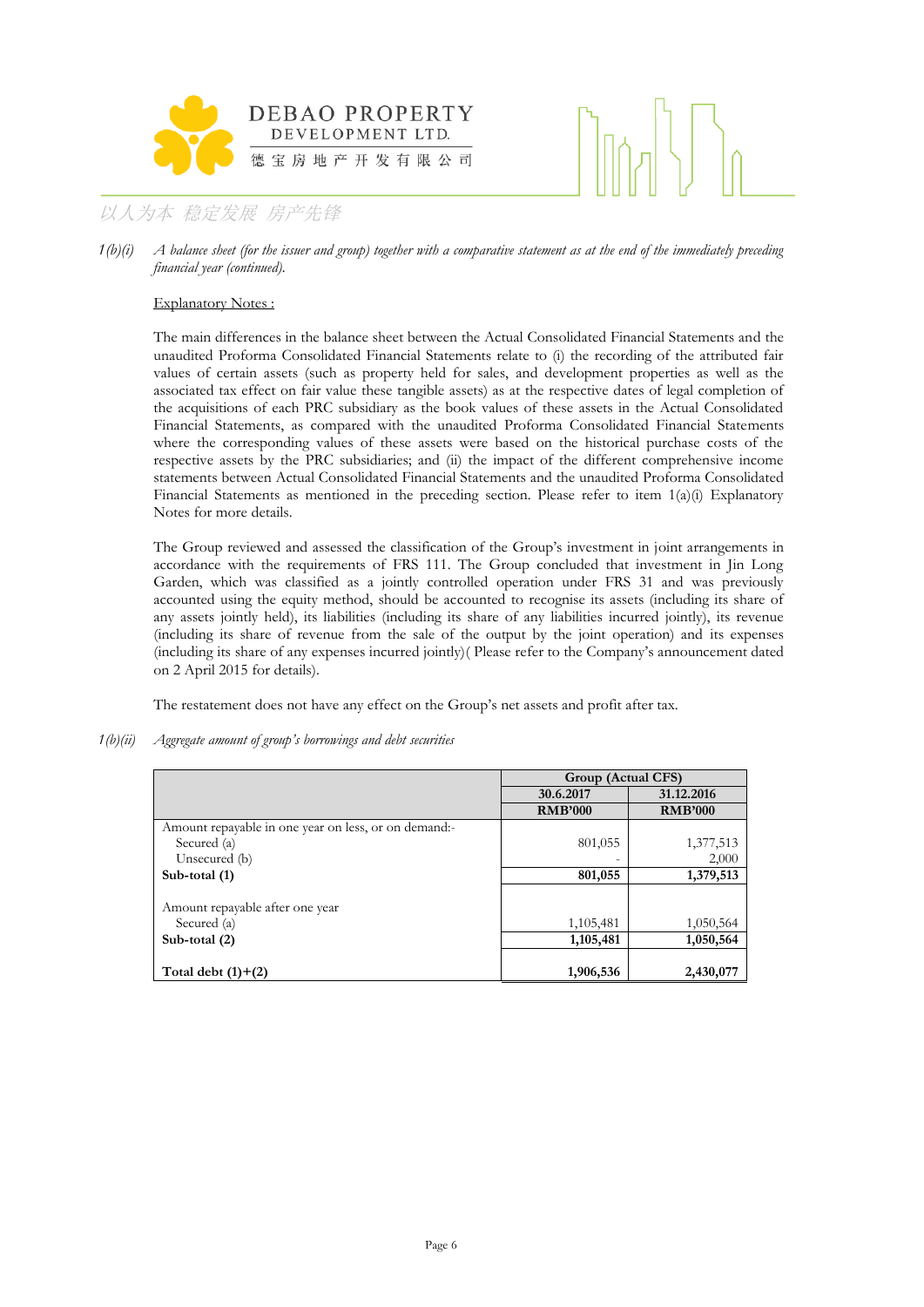*1(b)(i) A balance sheet (for the issuer and group) together with a comparative statement as at the end of the immediately preceding financial year (continued).*

Explanatory Notes :

The main differences in the balance sheet between the Actual Consolidated Financial Statements and the unaudited Proforma Consolidated Financial Statements relate to (i) the recording of the attributed fair values of certain assets (such as property held for sales, and development properties as well as the associated tax effect on fair value these tangible assets) as at the respective dates of legal completion of the acquisitions of each PRC subsidiary as the book values of these assets in the Actual Consolidated Financial Statements, as compared with the unaudited Proforma Consolidated Financial Statements where the corresponding values of these assets were based on the historical purchase costs of the respective assets by the PRC subsidiaries; and (ii) the impact of the different comprehensive income statements between Actual Consolidated Financial Statements and the unaudited Proforma Consolidated Financial Statements as mentioned in the preceding section. Please refer to item 1(a)(i) Explanatory Notes for more details.

The Group reviewed and assessed the classification of the Group's investment in joint arrangements in accordance with the requirements of FRS 111. The Group concluded that investment in Jin Long Garden, which was classified as a jointly controlled operation under FRS 31 and was previously accounted using the equity method, should be accounted to recognise its assets (including its share of any assets jointly held), its liabilities (including its share of any liabilities incurred jointly), its revenue (including its share of revenue from the sale of the output by the joint operation) and its expenses (including its share of any expenses incurred jointly)( Please refer to the Company's announcement dated on 2 April 2015 for details).

The restatement does not have any effect on the Group's net assets and profit after tax.

*1(b)(ii) Aggregate amount of group's borrowings and debt securities*

| | **Group (Actual CFS)** | |
|---|---|---|
| | **30.6.2017** | **31.12.2016** |
| | **RMB'000** | **RMB'000** |
| Amount repayable in one year on less, or on demand:- | | |
| Secured (a) | 801,055 | 1,377,513 |
| Unsecured (b) | - | 2,000 |
| **Sub-total (1)** | **801,055** | **1,379,513** |
| Amount repayable after one year | | |
| Secured (a) | 1,105,481 | 1,050,564 |
| **Sub-total (2)** | **1,105,481** | **1,050,564** |
| **Total debt (1)+(2)** | **1,906,536** | **2,430,077** |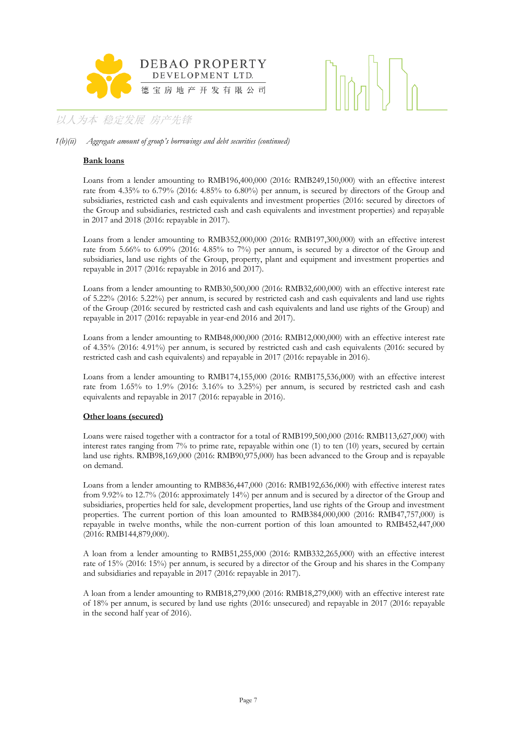*1(b)(ii) Aggregate amount of group's borrowings and debt securities (continued)*

**Bank loans**

Loans from a lender amounting to RMB196,400,000 (2016: RMB249,150,000) with an effective interest rate from 4.35% to 6.79% (2016: 4.85% to 6.80%) per annum, is secured by directors of the Group and subsidiaries, restricted cash and cash equivalents and investment properties (2016: secured by directors of the Group and subsidiaries, restricted cash and cash equivalents and investment properties) and repayable in 2017 and 2018 (2016: repayable in 2017).

Loans from a lender amounting to RMB352,000,000 (2016: RMB197,300,000) with an effective interest rate from 5.66% to 6.09% (2016: 4.85% to 7%) per annum, is secured by a director of the Group and subsidiaries, land use rights of the Group, property, plant and equipment and investment properties and repayable in 2017 (2016: repayable in 2016 and 2017).

Loans from a lender amounting to RMB30,500,000 (2016: RMB32,600,000) with an effective interest rate of 5.22% (2016: 5.22%) per annum, is secured by restricted cash and cash equivalents and land use rights of the Group (2016: secured by restricted cash and cash equivalents and land use rights of the Group) and repayable in 2017 (2016: repayable in year-end 2016 and 2017).

Loans from a lender amounting to RMB48,000,000 (2016: RMB12,000,000) with an effective interest rate of 4.35% (2016: 4.91%) per annum, is secured by restricted cash and cash equivalents (2016: secured by restricted cash and cash equivalents) and repayable in 2017 (2016: repayable in 2016).

Loans from a lender amounting to RMB174,155,000 (2016: RMB175,536,000) with an effective interest rate from 1.65% to 1.9% (2016: 3.16% to 3.25%) per annum, is secured by restricted cash and cash equivalents and repayable in 2017 (2016: repayable in 2016).

**Other loans (secured)**

Loans were raised together with a contractor for a total of RMB199,500,000 (2016: RMB113,627,000) with interest rates ranging from 7% to prime rate, repayable within one (1) to ten (10) years, secured by certain land use rights. RMB98,169,000 (2016: RMB90,975,000) has been advanced to the Group and is repayable on demand.

Loans from a lender amounting to RMB836,447,000 (2016: RMB192,636,000) with effective interest rates from 9.92% to 12.7% (2016: approximately 14%) per annum and is secured by a director of the Group and subsidiaries, properties held for sale, development properties, land use rights of the Group and investment properties. The current portion of this loan amounted to RMB384,000,000 (2016: RMB47,757,000) is repayable in twelve months, while the non-current portion of this loan amounted to RMB452,447,000 (2016: RMB144,879,000).

A loan from a lender amounting to RMB51,255,000 (2016: RMB332,265,000) with an effective interest rate of 15% (2016: 15%) per annum, is secured by a director of the Group and his shares in the Company and subsidiaries and repayable in 2017 (2016: repayable in 2017).

A loan from a lender amounting to RMB18,279,000 (2016: RMB18,279,000) with an effective interest rate of 18% per annum, is secured by land use rights (2016: unsecured) and repayable in 2017 (2016: repayable in the second half year of 2016).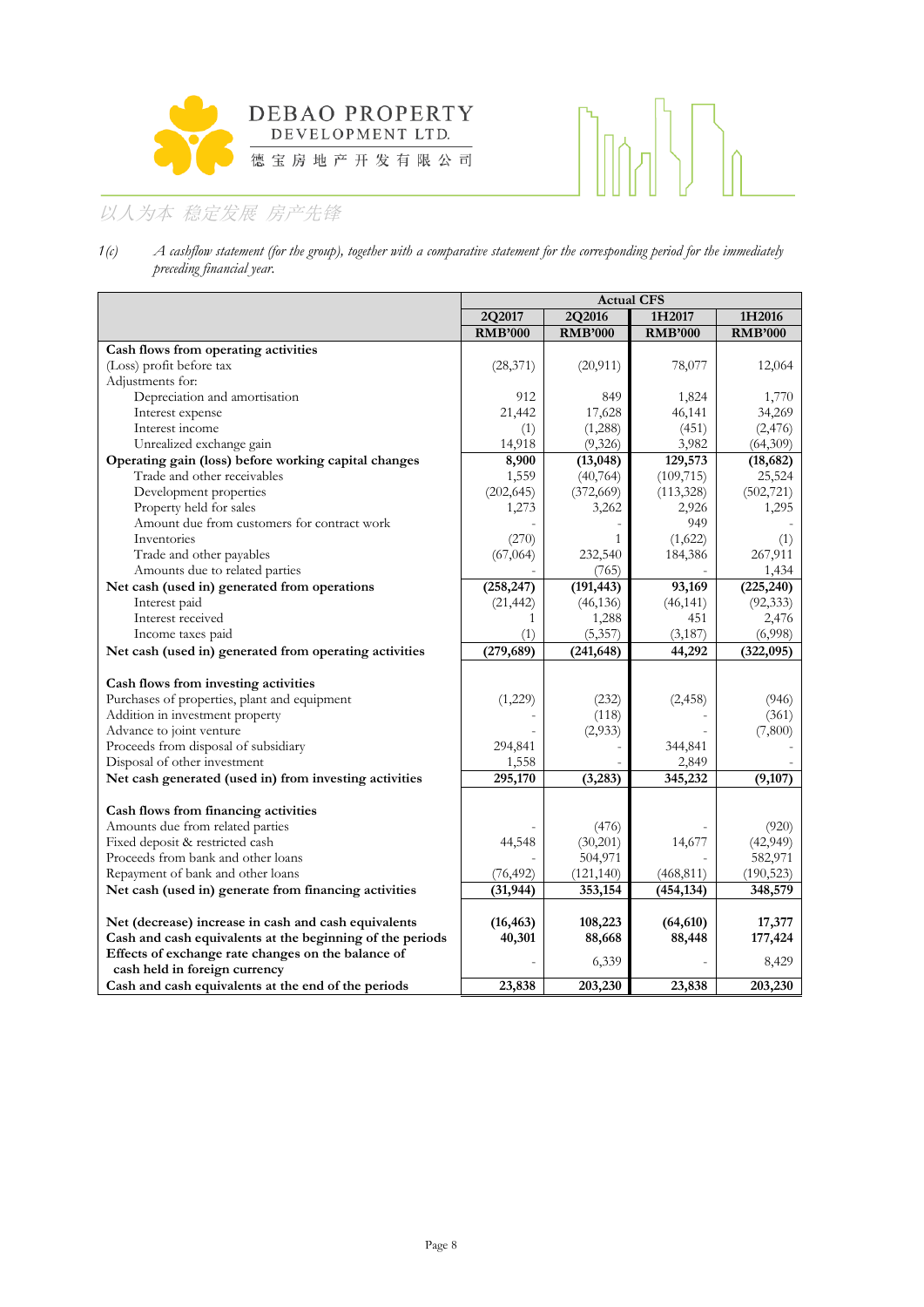1(c) *A cashflow statement (for the group), together with a comparative statement for the corresponding period for the immediately preceding financial year.*

| | Actual CFS | | | |
|---|---|---|---|---|
| | 2Q2017 | 2Q2016 | 1H2017 | 1H2016 |
| | RMB'000 | RMB'000 | RMB'000 | RMB'000 |
| **Cash flows from operating activities** | | | | |
| (Loss) profit before tax | (28,371) | (20,911) | 78,077 | 12,064 |
| Adjustments for: | | | | |
| Depreciation and amortisation | 912 | 849 | 1,824 | 1,770 |
| Interest expense | 21,442 | 17,628 | 46,141 | 34,269 |
| Interest income | (1) | (1,288) | (451) | (2,476) |
| Unrealized exchange gain | 14,918 | (9,326) | 3,982 | (64,309) |
| **Operating gain (loss) before working capital changes** | **8,900** | **(13,048)** | **129,573** | **(18,682)** |
| Trade and other receivables | 1,559 | (40,764) | (109,715) | 25,524 |
| Development properties | (202,645) | (372,669) | (113,328) | (502,721) |
| Property held for sales | 1,273 | 3,262 | 2,926 | 1,295 |
| Amount due from customers for contract work | - | - | 949 | - |
| Inventories | (270) | 1 | (1,622) | (1) |
| Trade and other payables | (67,064) | 232,540 | 184,386 | 267,911 |
| Amounts due to related parties | - | (765) | - | 1,434 |
| **Net cash (used in) generated from operations** | **(258,247)** | **(191,443)** | **93,169** | **(225,240)** |
| Interest paid | (21,442) | (46,136) | (46,141) | (92,333) |
| Interest received | 1 | 1,288 | 451 | 2,476 |
| Income taxes paid | (1) | (5,357) | (3,187) | (6,998) |
| **Net cash (used in) generated from operating activities** | **(279,689)** | **(241,648)** | **44,292** | **(322,095)** |
| | | | | |
| **Cash flows from investing activities** | | | | |
| Purchases of properties, plant and equipment | (1,229) | (232) | (2,458) | (946) |
| Addition in investment property | - | (118) | - | (361) |
| Advance to joint venture | - | (2,933) | - | (7,800) |
| Proceeds from disposal of subsidiary | 294,841 | - | 344,841 | - |
| Disposal of other investment | 1,558 | - | 2,849 | - |
| **Net cash generated (used in) from investing activities** | **295,170** | **(3,283)** | **345,232** | **(9,107)** |
| | | | | |
| **Cash flows from financing activities** | | | | |
| Amounts due from related parties | - | (476) | - | (920) |
| Fixed deposit & restricted cash | 44,548 | (30,201) | 14,677 | (42,949) |
| Proceeds from bank and other loans | - | 504,971 | - | 582,971 |
| Repayment of bank and other loans | (76,492) | (121,140) | (468,811) | (190,523) |
| **Net cash (used in) generate from financing activities** | **(31,944)** | **353,154** | **(454,134)** | **348,579** |
| | | | | |
| **Net (decrease) increase in cash and cash equivalents** | **(16,463)** | **108,223** | **(64,610)** | **17,377** |
| **Cash and cash equivalents at the beginning of the periods** | **40,301** | **88,668** | **88,448** | **177,424** |
| **Effects of exchange rate changes on the balance of cash held in foreign currency** | - | 6,339 | - | 8,429 |
| **Cash and cash equivalents at the end of the periods** | **23,838** | **203,230** | **23,838** | **203,230** |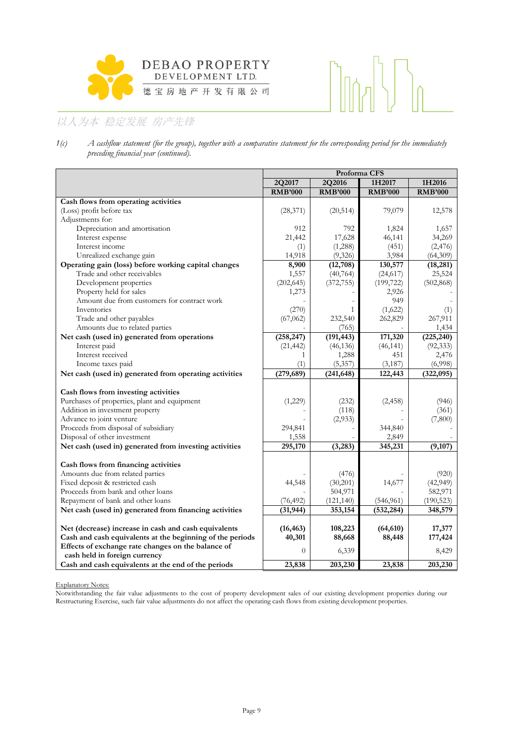1(c) *A cashflow statement (for the group), together with a comparative statement for the corresponding period for the immediately preceding financial year (continued).*

| | Proforma CFS | | | |
|---|---|---|---|---|
| | **2Q2017** | **2Q2016** | **1H2017** | **1H2016** |
| | **RMB'000** | **RMB'000** | **RMB'000** | **RMB'000** |
| **Cash flows from operating activities** | | | | |
| (Loss) profit before tax | (28,371) | (20,514) | 79,079 | 12,578 |
| Adjustments for: | | | | |
| Depreciation and amortisation | 912 | 792 | 1,824 | 1,657 |
| Interest expense | 21,442 | 17,628 | 46,141 | 34,269 |
| Interest income | (1) | (1,288) | (451) | (2,476) |
| Unrealized exchange gain | 14,918 | (9,326) | 3,984 | (64,309) |
| **Operating gain (loss) before working capital changes** | **8,900** | **(12,708)** | **130,577** | **(18,281)** |
| Trade and other receivables | 1,557 | (40,764) | (24,617) | 25,524 |
| Development properties | (202,645) | (372,755) | (199,722) | (502,868) |
| Property held for sales | 1,273 | - | 2,926 | - |
| Amount due from customers for contract work | - | - | 949 | - |
| Inventories | (270) | 1 | (1,622) | (1) |
| Trade and other payables | (67,062) | 232,540 | 262,829 | 267,911 |
| Amounts due to related parties | - | (765) | - | 1,434 |
| **Net cash (used in) generated from operations** | **(258,247)** | **(191,443)** | **171,320** | **(225,240)** |
| Interest paid | (21,442) | (46,136) | (46,141) | (92,333) |
| Interest received | 1 | 1,288 | 451 | 2,476 |
| Income taxes paid | (1) | (5,357) | (3,187) | (6,998) |
| **Net cash (used in) generated from operating activities** | **(279,689)** | **(241,648)** | **122,443** | **(322,095)** |
| | | | | |
| **Cash flows from investing activities** | | | | |
| Purchases of properties, plant and equipment | (1,229) | (232) | (2,458) | (946) |
| Addition in investment property | - | (118) | - | (361) |
| Advance to joint venture | - | (2,933) | - | (7,800) |
| Proceeds from disposal of subsidiary | 294,841 | - | 344,840 | - |
| Disposal of other investment | 1,558 | - | 2,849 | - |
| **Net cash (used in) generated from investing activities** | **295,170** | **(3,283)** | **345,231** | **(9,107)** |
| | | | | |
| **Cash flows from financing activities** | | | | |
| Amounts due from related parties | - | (476) | - | (920) |
| Fixed deposit & restricted cash | 44,548 | (30,201) | 14,677 | (42,949) |
| Proceeds from bank and other loans | - | 504,971 | - | 582,971 |
| Repayment of bank and other loans | (76,492) | (121,140) | (546,961) | (190,523) |
| **Net cash (used in) generated from financing activities** | **(31,944)** | **353,154** | **(532,284)** | **348,579** |
| | | | | |
| **Net (decrease) increase in cash and cash equivalents** | **(16,463)** | **108,223** | **(64,610)** | **17,377** |
| **Cash and cash equivalents at the beginning of the periods** | **40,301** | **88,668** | **88,448** | **177,424** |
| **Effects of exchange rate changes on the balance of cash held in foreign currency** | 0 | 6,339 | | 8,429 |
| **Cash and cash equivalents at the end of the periods** | **23,838** | **203,230** | **23,838** | **203,230** |

Explanatory Notes:

Notwithstanding the fair value adjustments to the cost of property development sales of our existing development properties during our Restructuring Exercise, such fair value adjustments do not affect the operating cash flows from existing development properties.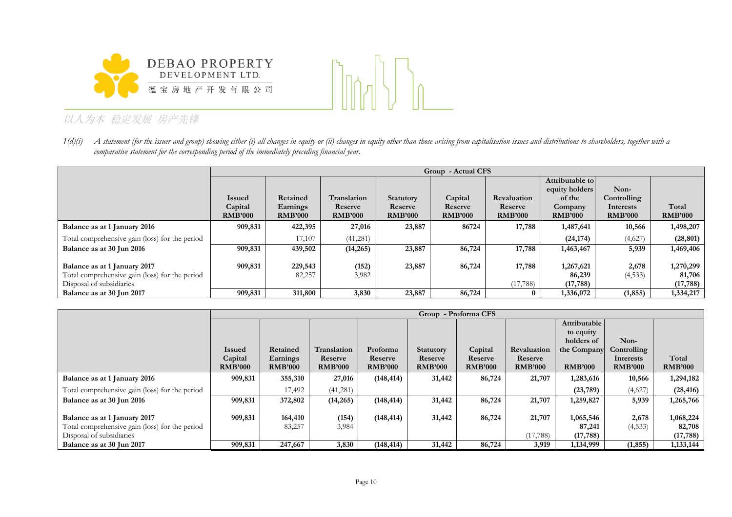1(d)(i) *A statement (for the issuer and group) showing either (i) all changes in equity or (ii) changes in equity other than those arising from capitalisation issues and distributions to shareholders, together with a comparative statement for the corresponding period of the immediately preceding financial year.*

| | Group - Actual CFS | | | | | | | | |
|---|---|---|---|---|---|---|---|---|---|
| | Issued Capital RMB'000 | Retained Earnings RMB'000 | Translation Reserve RMB'000 | Statutory Reserve RMB'000 | Capital Reserve RMB'000 | Revaluation Reserve RMB'000 | Attributable to equity holders of the Company RMB'000 | Non-Controlling Interests RMB'000 | Total RMB'000 |
| **Balance as at 1 January 2016** | **909,831** | **422,395** | **27,016** | **23,887** | **86724** | **17,788** | **1,487,641** | **10,566** | **1,498,207** |
| Total comprehensive gain (loss) for the period | | 17,107 | (41,281) | | | | **(24,174)** | (4,627) | **(28,801)** |
| **Balance as at 30 Jun 2016** | **909,831** | **439,502** | **(14,265)** | **23,887** | **86,724** | **17,788** | **1,463,467** | **5,939** | **1,469,406** |
| **Balance as at 1 January 2017** | **909,831** | **229,543** | **(152)** | **23,887** | **86,724** | **17,788** | **1,267,621** | **2,678** | **1,270,299** |
| Total comprehensive gain (loss) for the period | | 82,257 | 3,982 | | | | **86,239** | (4,533) | **81,706** |
| Disposal of subsidiaries | | | | | | (17,788) | **(17,788)** | | **(17,788)** |
| **Balance as at 30 Jun 2017** | **909,831** | **311,800** | **3,830** | **23,887** | **86,724** | **0** | **1,336,072** | **(1,855)** | **1,334,217** |

| | Group - Proforma CFS | | | | | | | | | |
|---|---|---|---|---|---|---|---|---|---|---|
| | Issued Capital RMB'000 | Retained Earnings RMB'000 | Translation Reserve RMB'000 | Proforma Reserve RMB'000 | Statutory Reserve RMB'000 | Capital Reserve RMB'000 | Revaluation Reserve RMB'000 | Attributable to equity holders of the Company RMB'000 | Non-Controlling Interests RMB'000 | Total RMB'000 |
| **Balance as at 1 January 2016** | **909,831** | **355,310** | **27,016** | **(148,414)** | **31,442** | **86,724** | **21,707** | **1,283,616** | **10,566** | **1,294,182** |
| Total comprehensive gain (loss) for the period | | 17,492 | (41,281) | | | | | **(23,789)** | (4,627) | **(28,416)** |
| **Balance as at 30 Jun 2016** | **909,831** | **372,802** | **(14,265)** | **(148,414)** | **31,442** | **86,724** | **21,707** | **1,259,827** | **5,939** | **1,265,766** |
| **Balance as at 1 January 2017** | **909,831** | **164,410** | **(154)** | **(148,414)** | **31,442** | **86,724** | **21,707** | **1,065,546** | **2,678** | **1,068,224** |
| Total comprehensive gain (loss) for the period | | 83,257 | 3,984 | | | | | **87,241** | (4,533) | **82,708** |
| Disposal of subsidiaries | | | | | | | (17,788) | **(17,788)** | | **(17,788)** |
| **Balance as at 30 Jun 2017** | **909,831** | **247,667** | **3,830** | **(148,414)** | **31,442** | **86,724** | **3,919** | **1,134,999** | **(1,855)** | **1,133,144** |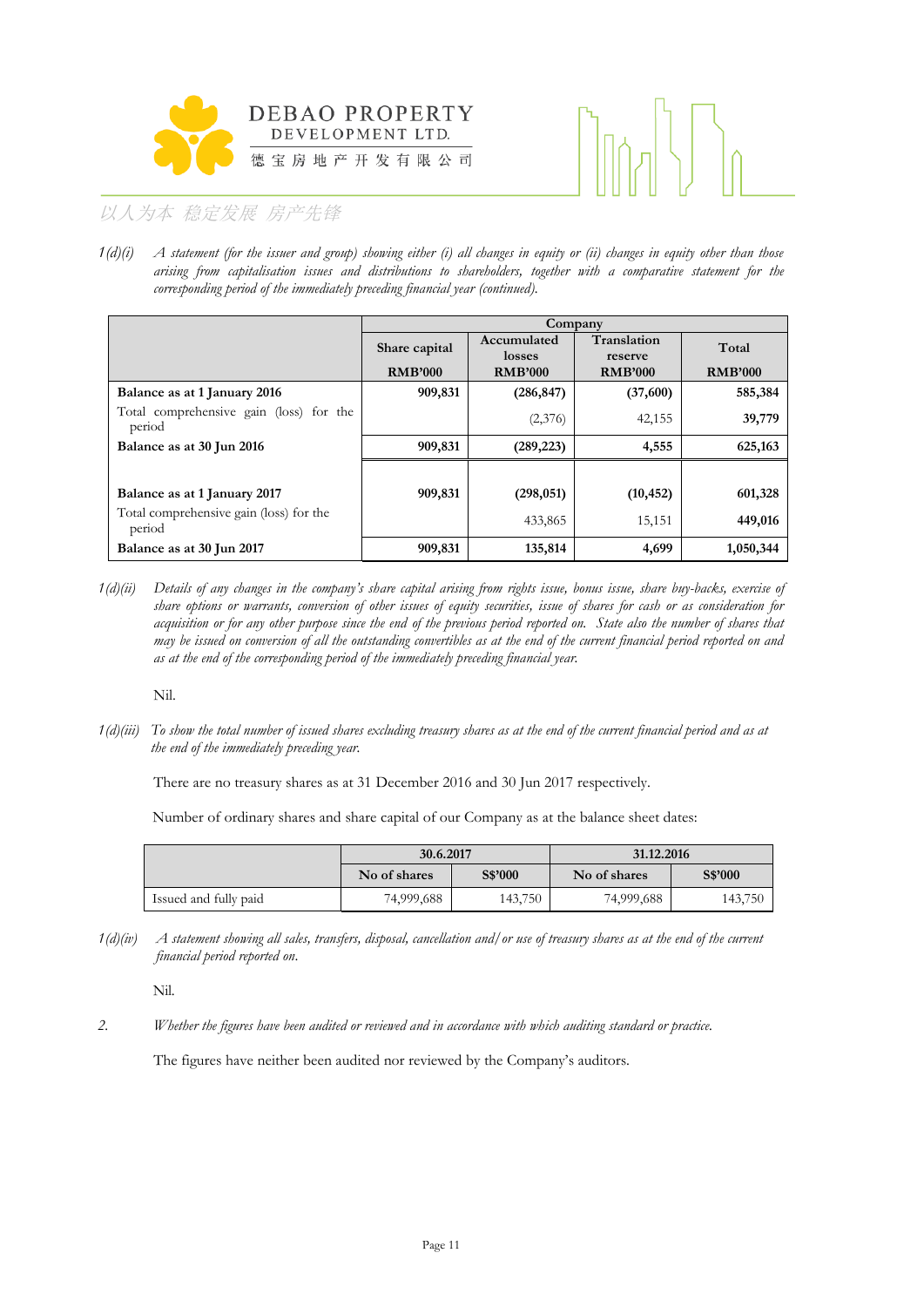*1(d)(i) A statement (for the issuer and group) showing either (i) all changes in equity or (ii) changes in equity other than those arising from capitalisation issues and distributions to shareholders, together with a comparative statement for the corresponding period of the immediately preceding financial year (continued).*

| | Company | | | |
|---|---|---|---|---|
| | Share capital | Accumulated losses | Translation reserve | Total |
| | RMB'000 | RMB'000 | RMB'000 | RMB'000 |
| **Balance as at 1 January 2016** | **909,831** | **(286,847)** | **(37,600)** | **585,384** |
| Total comprehensive gain (loss) for the period | | (2,376) | 42,155 | **39,779** |
| **Balance as at 30 Jun 2016** | **909,831** | **(289,223)** | **4,555** | **625,163** |
| | | | | |
| **Balance as at 1 January 2017** | **909,831** | **(298,051)** | **(10,452)** | **601,328** |
| Total comprehensive gain (loss) for the period | | 433,865 | 15,151 | **449,016** |
| **Balance as at 30 Jun 2017** | **909,831** | **135,814** | **4,699** | **1,050,344** |

*1(d)(ii) Details of any changes in the company's share capital arising from rights issue, bonus issue, share buy-backs, exercise of share options or warrants, conversion of other issues of equity securities, issue of shares for cash or as consideration for acquisition or for any other purpose since the end of the previous period reported on. State also the number of shares that may be issued on conversion of all the outstanding convertibles as at the end of the current financial period reported on and as at the end of the corresponding period of the immediately preceding financial year.*

Nil.

*1(d)(iii) To show the total number of issued shares excluding treasury shares as at the end of the current financial period and as at the end of the immediately preceding year.*

There are no treasury shares as at 31 December 2016 and 30 Jun 2017 respectively.

Number of ordinary shares and share capital of our Company as at the balance sheet dates:

| | 30.6.2017 | | 31.12.2016 | |
|---|---|---|---|---|
| | No of shares | S$'000 | No of shares | S$'000 |
| Issued and fully paid | 74,999,688 | 143,750 | 74,999,688 | 143,750 |

*1(d)(iv) A statement showing all sales, transfers, disposal, cancellation and/or use of treasury shares as at the end of the current financial period reported on.*

Nil.

*2. Whether the figures have been audited or reviewed and in accordance with which auditing standard or practice.*

The figures have neither been audited nor reviewed by the Company's auditors.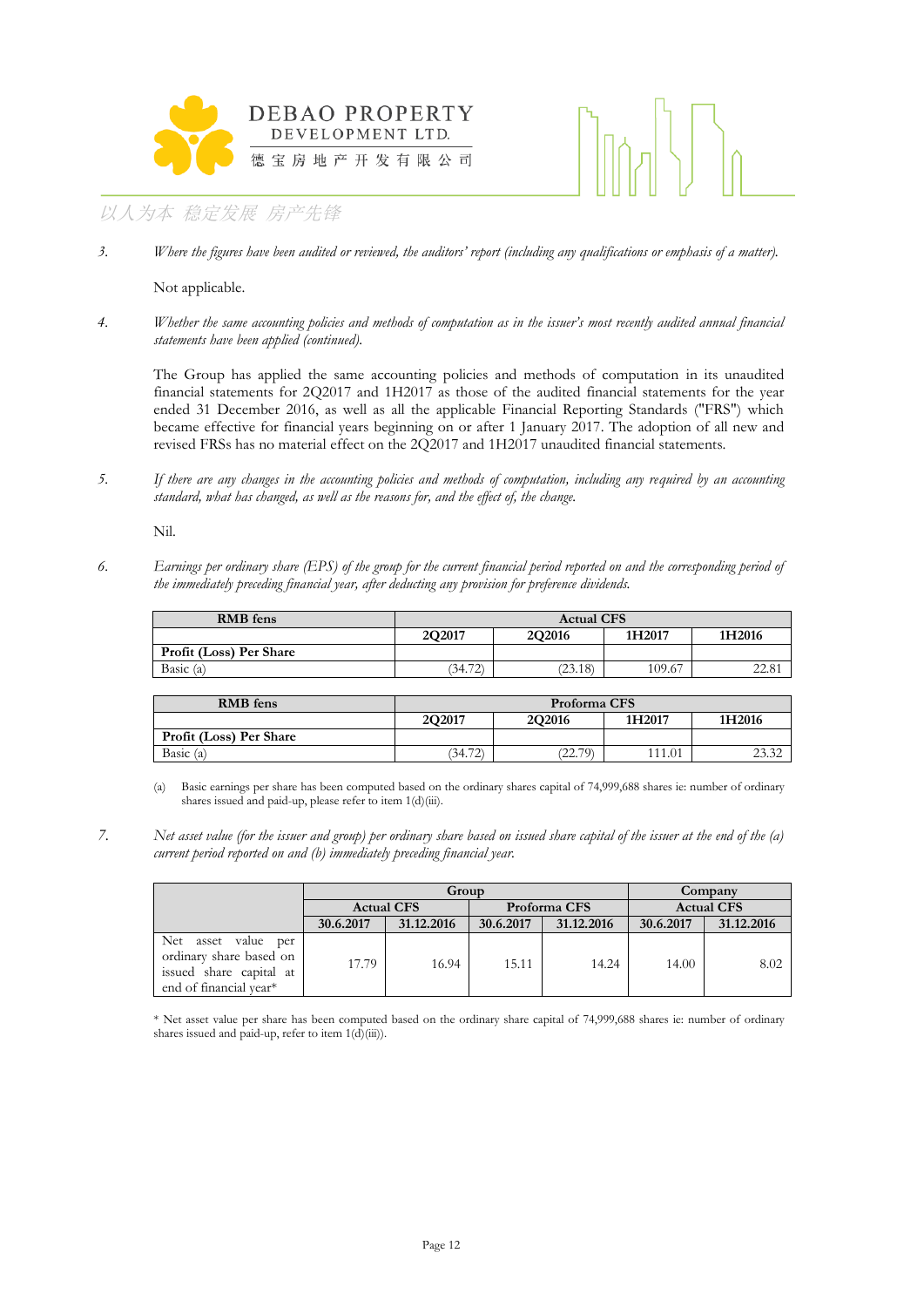3. *Where the figures have been audited or reviewed, the auditors' report (including any qualifications or emphasis of a matter).*

   Not applicable.

4. *Whether the same accounting policies and methods of computation as in the issuer's most recently audited annual financial statements have been applied (continued).*

   The Group has applied the same accounting policies and methods of computation in its unaudited financial statements for 2Q2017 and 1H2017 as those of the audited financial statements for the year ended 31 December 2016, as well as all the applicable Financial Reporting Standards ("FRS") which became effective for financial years beginning on or after 1 January 2017. The adoption of all new and revised FRSs has no material effect on the 2Q2017 and 1H2017 unaudited financial statements.

5. *If there are any changes in the accounting policies and methods of computation, including any required by an accounting standard, what has changed, as well as the reasons for, and the effect of, the change.*

   Nil.

6. *Earnings per ordinary share (EPS) of the group for the current financial period reported on and the corresponding period of the immediately preceding financial year, after deducting any provision for preference dividends.*

| RMB fens | Actual CFS | | | |
|---|---|---|---|---|
| | 2Q2017 | 2Q2016 | 1H2017 | 1H2016 |
| **Profit (Loss) Per Share** | | | | |
| Basic (a) | (34.72) | (23.18) | 109.67 | 22.81 |

| RMB fens | Proforma CFS | | | |
|---|---|---|---|---|
| | 2Q2017 | 2Q2016 | 1H2017 | 1H2016 |
| **Profit (Loss) Per Share** | | | | |
| Basic (a) | (34.72) | (22.79) | 111.01 | 23.32 |

(a) Basic earnings per share has been computed based on the ordinary shares capital of 74,999,688 shares ie: number of ordinary shares issued and paid-up, please refer to item 1(d)(iii).

7. *Net asset value (for the issuer and group) per ordinary share based on issued share capital of the issuer at the end of the (a) current period reported on and (b) immediately preceding financial year.*

| | Group | | | | Company | |
|---|---|---|---|---|---|---|
| | Actual CFS | | Proforma CFS | | Actual CFS | |
| | 30.6.2017 | 31.12.2016 | 30.6.2017 | 31.12.2016 | 30.6.2017 | 31.12.2016 |
| Net asset value per ordinary share based on issued share capital at end of financial year* | 17.79 | 16.94 | 15.11 | 14.24 | 14.00 | 8.02 |

\* Net asset value per share has been computed based on the ordinary share capital of 74,999,688 shares ie: number of ordinary shares issued and paid-up, refer to item 1(d)(iii)).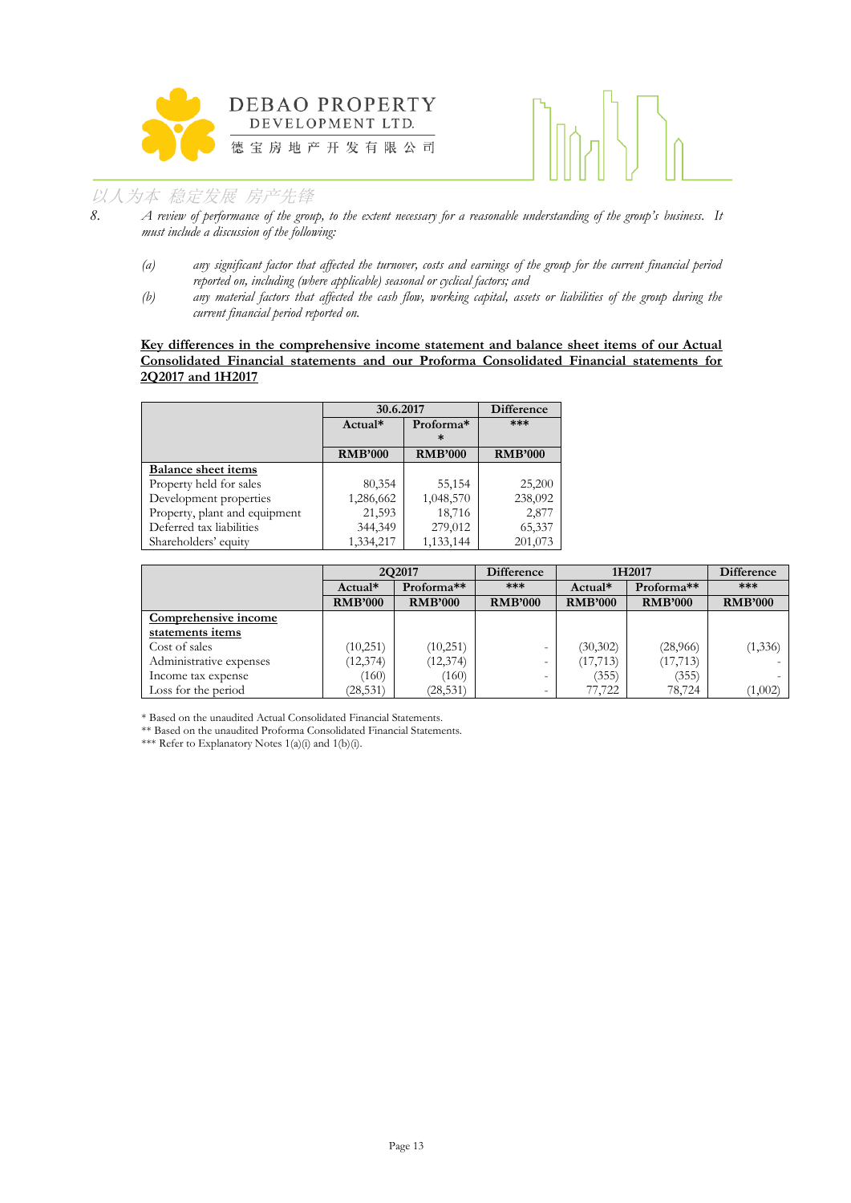8. *A review of performance of the group, to the extent necessary for a reasonable understanding of the group's business. It must include a discussion of the following:*

   *(a) any significant factor that affected the turnover, costs and earnings of the group for the current financial period reported on, including (where applicable) seasonal or cyclical factors; and*

   *(b) any material factors that affected the cash flow, working capital, assets or liabilities of the group during the current financial period reported on.*

**<u>Key differences in the comprehensive income statement and balance sheet items of our Actual Consolidated Financial statements and our Proforma Consolidated Financial statements for 2Q2017 and 1H2017</u>**

| | 30.6.2017 | | Difference |
|---|---|---|---|
| | Actual* | Proforma** | *** |
| | RMB'000 | RMB'000 | RMB'000 |
| **<u>Balance sheet items</u>** | | | |
| Property held for sales | 80,354 | 55,154 | 25,200 |
| Development properties | 1,286,662 | 1,048,570 | 238,092 |
| Property, plant and equipment | 21,593 | 18,716 | 2,877 |
| Deferred tax liabilities | 344,349 | 279,012 | 65,337 |
| Shareholders' equity | 1,334,217 | 1,133,144 | 201,073 |

| | 2Q2017 | | Difference | 1H2017 | | Difference |
|---|---|---|---|---|---|---|
| | Actual* | Proforma** | *** | Actual* | Proforma** | *** |
| | RMB'000 | RMB'000 | RMB'000 | RMB'000 | RMB'000 | RMB'000 |
| **<u>Comprehensive income statements items</u>** | | | | | | |
| Cost of sales | (10,251) | (10,251) | - | (30,302) | (28,966) | (1,336) |
| Administrative expenses | (12,374) | (12,374) | - | (17,713) | (17,713) | - |
| Income tax expense | (160) | (160) | - | (355) | (355) | - |
| Loss for the period | (28,531) | (28,531) | - | 77,722 | 78,724 | (1,002) |

\* Based on the unaudited Actual Consolidated Financial Statements.

** Based on the unaudited Proforma Consolidated Financial Statements.

*** Refer to Explanatory Notes 1(a)(i) and 1(b)(i).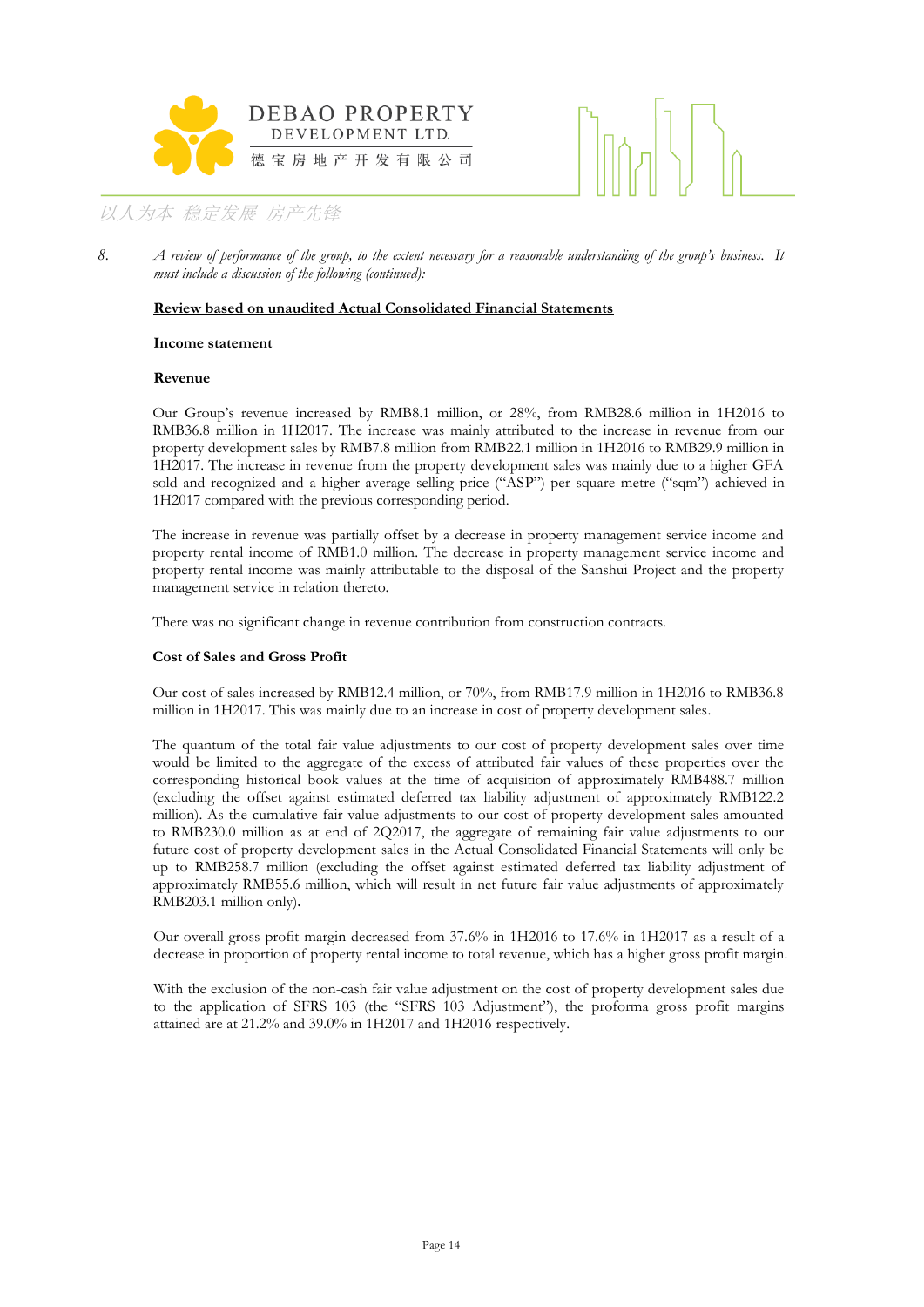8. *A review of performance of the group, to the extent necessary for a reasonable understanding of the group's business. It must include a discussion of the following (continued):*

**Review based on unaudited Actual Consolidated Financial Statements**

**Income statement**

**Revenue**

Our Group's revenue increased by RMB8.1 million, or 28%, from RMB28.6 million in 1H2016 to RMB36.8 million in 1H2017. The increase was mainly attributed to the increase in revenue from our property development sales by RMB7.8 million from RMB22.1 million in 1H2016 to RMB29.9 million in 1H2017. The increase in revenue from the property development sales was mainly due to a higher GFA sold and recognized and a higher average selling price ("ASP") per square metre ("sqm") achieved in 1H2017 compared with the previous corresponding period.

The increase in revenue was partially offset by a decrease in property management service income and property rental income of RMB1.0 million. The decrease in property management service income and property rental income was mainly attributable to the disposal of the Sanshui Project and the property management service in relation thereto.

There was no significant change in revenue contribution from construction contracts.

**Cost of Sales and Gross Profit**

Our cost of sales increased by RMB12.4 million, or 70%, from RMB17.9 million in 1H2016 to RMB36.8 million in 1H2017. This was mainly due to an increase in cost of property development sales.

The quantum of the total fair value adjustments to our cost of property development sales over time would be limited to the aggregate of the excess of attributed fair values of these properties over the corresponding historical book values at the time of acquisition of approximately RMB488.7 million (excluding the offset against estimated deferred tax liability adjustment of approximately RMB122.2 million). As the cumulative fair value adjustments to our cost of property development sales amounted to RMB230.0 million as at end of 2Q2017, the aggregate of remaining fair value adjustments to our future cost of property development sales in the Actual Consolidated Financial Statements will only be up to RMB258.7 million (excluding the offset against estimated deferred tax liability adjustment of approximately RMB55.6 million, which will result in net future fair value adjustments of approximately RMB203.1 million only).

Our overall gross profit margin decreased from 37.6% in 1H2016 to 17.6% in 1H2017 as a result of a decrease in proportion of property rental income to total revenue, which has a higher gross profit margin.

With the exclusion of the non-cash fair value adjustment on the cost of property development sales due to the application of SFRS 103 (the "SFRS 103 Adjustment"), the proforma gross profit margins attained are at 21.2% and 39.0% in 1H2017 and 1H2016 respectively.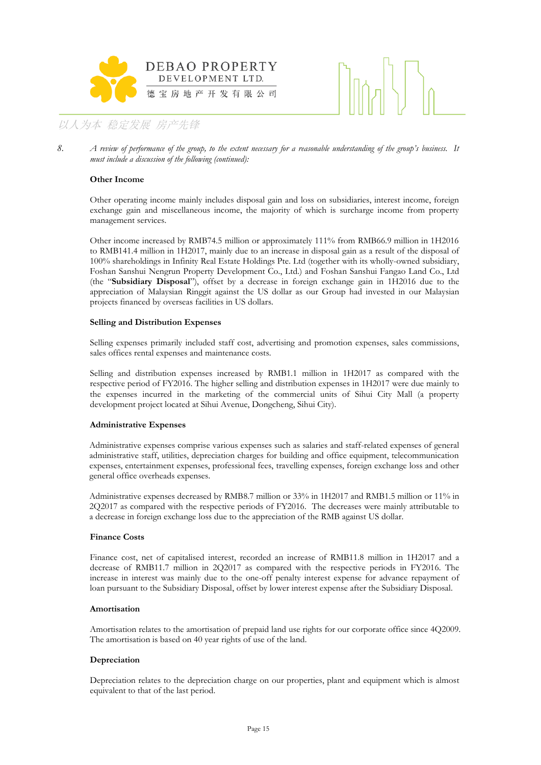8. *A review of performance of the group, to the extent necessary for a reasonable understanding of the group's business. It must include a discussion of the following (continued):*

**Other Income**

Other operating income mainly includes disposal gain and loss on subsidiaries, interest income, foreign exchange gain and miscellaneous income, the majority of which is surcharge income from property management services.

Other income increased by RMB74.5 million or approximately 111% from RMB66.9 million in 1H2016 to RMB141.4 million in 1H2017, mainly due to an increase in disposal gain as a result of the disposal of 100% shareholdings in Infinity Real Estate Holdings Pte. Ltd (together with its wholly-owned subsidiary, Foshan Sanshui Nengrun Property Development Co., Ltd.) and Foshan Sanshui Fangao Land Co., Ltd (the "**Subsidiary Disposal**"), offset by a decrease in foreign exchange gain in 1H2016 due to the appreciation of Malaysian Ringgit against the US dollar as our Group had invested in our Malaysian projects financed by overseas facilities in US dollars.

**Selling and Distribution Expenses**

Selling expenses primarily included staff cost, advertising and promotion expenses, sales commissions, sales offices rental expenses and maintenance costs.

Selling and distribution expenses increased by RMB1.1 million in 1H2017 as compared with the respective period of FY2016. The higher selling and distribution expenses in 1H2017 were due mainly to the expenses incurred in the marketing of the commercial units of Sihui City Mall (a property development project located at Sihui Avenue, Dongcheng, Sihui City).

**Administrative Expenses**

Administrative expenses comprise various expenses such as salaries and staff-related expenses of general administrative staff, utilities, depreciation charges for building and office equipment, telecommunication expenses, entertainment expenses, professional fees, travelling expenses, foreign exchange loss and other general office overheads expenses.

Administrative expenses decreased by RMB8.7 million or 33% in 1H2017 and RMB1.5 million or 11% in 2Q2017 as compared with the respective periods of FY2016. The decreases were mainly attributable to a decrease in foreign exchange loss due to the appreciation of the RMB against US dollar.

**Finance Costs**

Finance cost, net of capitalised interest, recorded an increase of RMB11.8 million in 1H2017 and a decrease of RMB11.7 million in 2Q2017 as compared with the respective periods in FY2016. The increase in interest was mainly due to the one-off penalty interest expense for advance repayment of loan pursuant to the Subsidiary Disposal, offset by lower interest expense after the Subsidiary Disposal.

**Amortisation**

Amortisation relates to the amortisation of prepaid land use rights for our corporate office since 4Q2009. The amortisation is based on 40 year rights of use of the land.

**Depreciation**

Depreciation relates to the depreciation charge on our properties, plant and equipment which is almost equivalent to that of the last period.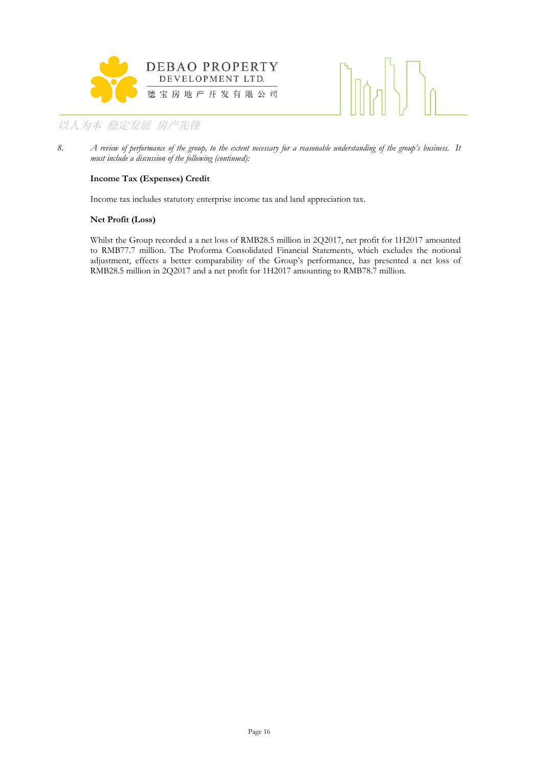8. *A review of performance of the group, to the extent necessary for a reasonable understanding of the group's business. It must include a discussion of the following (continued):*

**Income Tax (Expenses) Credit**

Income tax includes statutory enterprise income tax and land appreciation tax.

**Net Profit (Loss)**

Whilst the Group recorded a a net loss of RMB28.5 million in 2Q2017, net profit for 1H2017 amounted to RMB77.7 million. The Proforma Consolidated Financial Statements, which excludes the notional adjustment, effects a better comparability of the Group's performance, has presented a net loss of RMB28.5 million in 2Q2017 and a net profit for 1H2017 amounting to RMB78.7 million.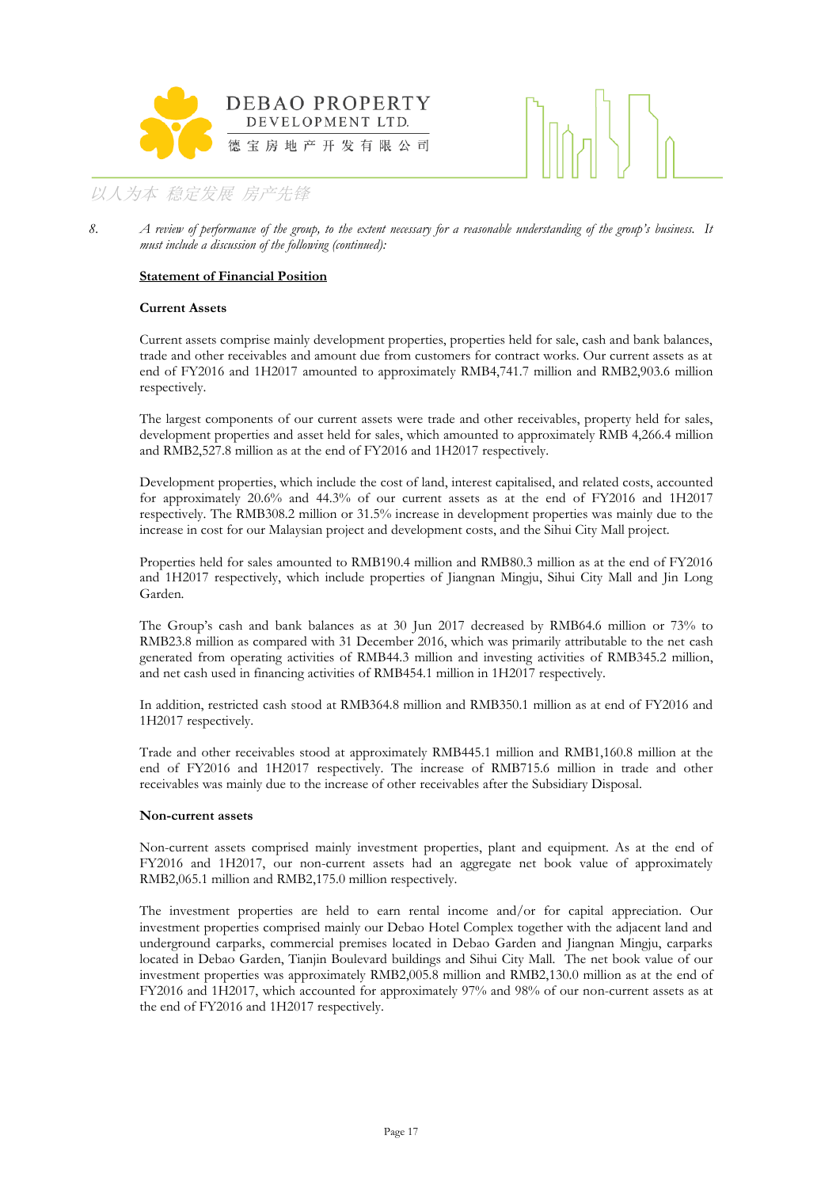8. *A review of performance of the group, to the extent necessary for a reasonable understanding of the group's business. It must include a discussion of the following (continued):*

**Statement of Financial Position**

**Current Assets**

Current assets comprise mainly development properties, properties held for sale, cash and bank balances, trade and other receivables and amount due from customers for contract works. Our current assets as at end of FY2016 and 1H2017 amounted to approximately RMB4,741.7 million and RMB2,903.6 million respectively.

The largest components of our current assets were trade and other receivables, property held for sales, development properties and asset held for sales, which amounted to approximately RMB 4,266.4 million and RMB2,527.8 million as at the end of FY2016 and 1H2017 respectively.

Development properties, which include the cost of land, interest capitalised, and related costs, accounted for approximately 20.6% and 44.3% of our current assets as at the end of FY2016 and 1H2017 respectively. The RMB308.2 million or 31.5% increase in development properties was mainly due to the increase in cost for our Malaysian project and development costs, and the Sihui City Mall project.

Properties held for sales amounted to RMB190.4 million and RMB80.3 million as at the end of FY2016 and 1H2017 respectively, which include properties of Jiangnan Mingju, Sihui City Mall and Jin Long Garden.

The Group's cash and bank balances as at 30 Jun 2017 decreased by RMB64.6 million or 73% to RMB23.8 million as compared with 31 December 2016, which was primarily attributable to the net cash generated from operating activities of RMB44.3 million and investing activities of RMB345.2 million, and net cash used in financing activities of RMB454.1 million in 1H2017 respectively.

In addition, restricted cash stood at RMB364.8 million and RMB350.1 million as at end of FY2016 and 1H2017 respectively.

Trade and other receivables stood at approximately RMB445.1 million and RMB1,160.8 million at the end of FY2016 and 1H2017 respectively. The increase of RMB715.6 million in trade and other receivables was mainly due to the increase of other receivables after the Subsidiary Disposal.

**Non-current assets**

Non-current assets comprised mainly investment properties, plant and equipment. As at the end of FY2016 and 1H2017, our non-current assets had an aggregate net book value of approximately RMB2,065.1 million and RMB2,175.0 million respectively.

The investment properties are held to earn rental income and/or for capital appreciation. Our investment properties comprised mainly our Debao Hotel Complex together with the adjacent land and underground carparks, commercial premises located in Debao Garden and Jiangnan Mingju, carparks located in Debao Garden, Tianjin Boulevard buildings and Sihui City Mall. The net book value of our investment properties was approximately RMB2,005.8 million and RMB2,130.0 million as at the end of FY2016 and 1H2017, which accounted for approximately 97% and 98% of our non-current assets as at the end of FY2016 and 1H2017 respectively.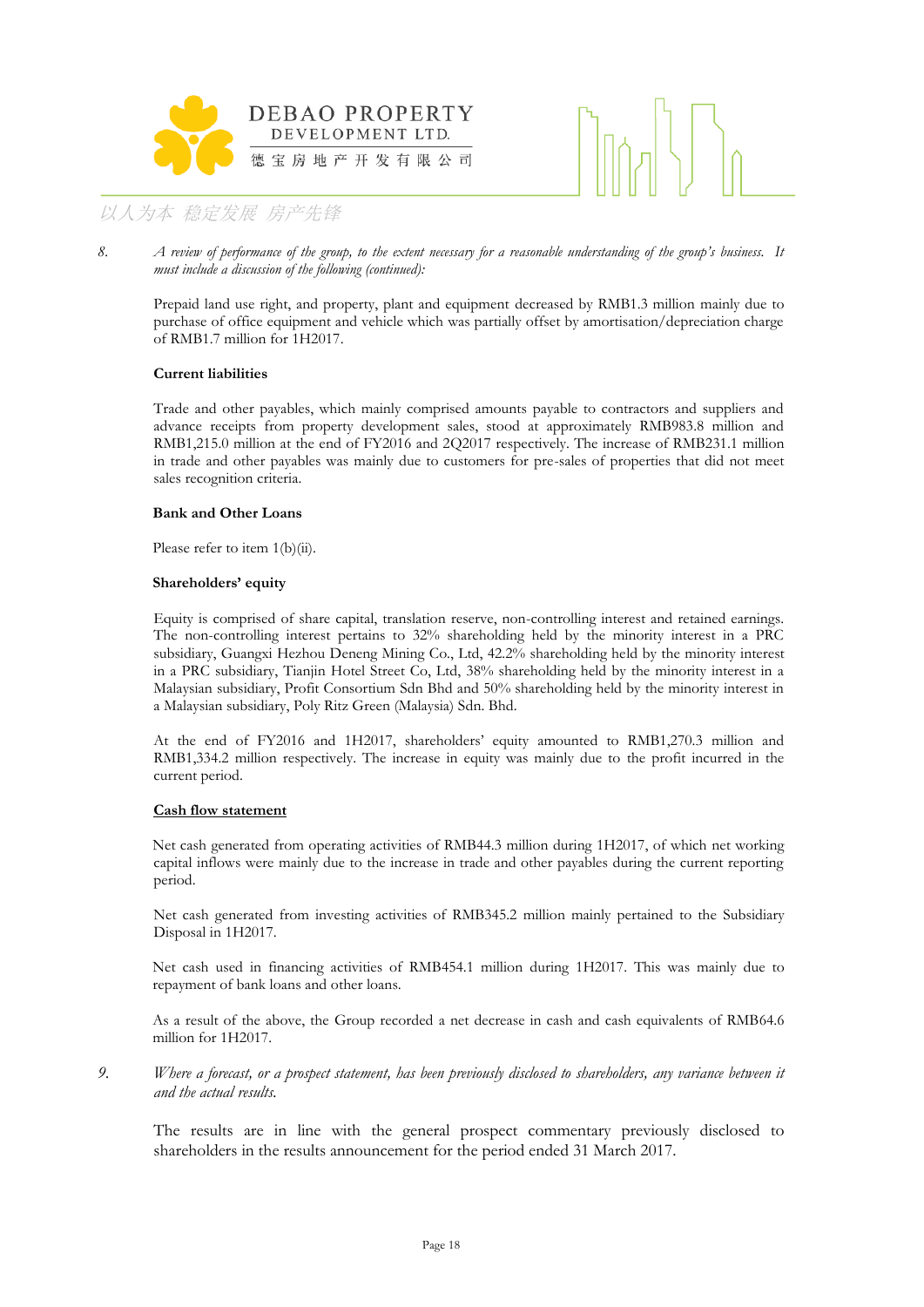8. *A review of performance of the group, to the extent necessary for a reasonable understanding of the group's business. It must include a discussion of the following (continued):*

Prepaid land use right, and property, plant and equipment decreased by RMB1.3 million mainly due to purchase of office equipment and vehicle which was partially offset by amortisation/depreciation charge of RMB1.7 million for 1H2017.

**Current liabilities**

Trade and other payables, which mainly comprised amounts payable to contractors and suppliers and advance receipts from property development sales, stood at approximately RMB983.8 million and RMB1,215.0 million at the end of FY2016 and 2Q2017 respectively. The increase of RMB231.1 million in trade and other payables was mainly due to customers for pre-sales of properties that did not meet sales recognition criteria.

**Bank and Other Loans**

Please refer to item 1(b)(ii).

**Shareholders' equity**

Equity is comprised of share capital, translation reserve, non-controlling interest and retained earnings. The non-controlling interest pertains to 32% shareholding held by the minority interest in a PRC subsidiary, Guangxi Hezhou Deneng Mining Co., Ltd, 42.2% shareholding held by the minority interest in a PRC subsidiary, Tianjin Hotel Street Co, Ltd, 38% shareholding held by the minority interest in a Malaysian subsidiary, Profit Consortium Sdn Bhd and 50% shareholding held by the minority interest in a Malaysian subsidiary, Poly Ritz Green (Malaysia) Sdn. Bhd.

At the end of FY2016 and 1H2017, shareholders' equity amounted to RMB1,270.3 million and RMB1,334.2 million respectively. The increase in equity was mainly due to the profit incurred in the current period.

**Cash flow statement**

Net cash generated from operating activities of RMB44.3 million during 1H2017, of which net working capital inflows were mainly due to the increase in trade and other payables during the current reporting period.

Net cash generated from investing activities of RMB345.2 million mainly pertained to the Subsidiary Disposal in 1H2017.

Net cash used in financing activities of RMB454.1 million during 1H2017. This was mainly due to repayment of bank loans and other loans.

As a result of the above, the Group recorded a net decrease in cash and cash equivalents of RMB64.6 million for 1H2017.

9. *Where a forecast, or a prospect statement, has been previously disclosed to shareholders, any variance between it and the actual results.*

The results are in line with the general prospect commentary previously disclosed to shareholders in the results announcement for the period ended 31 March 2017.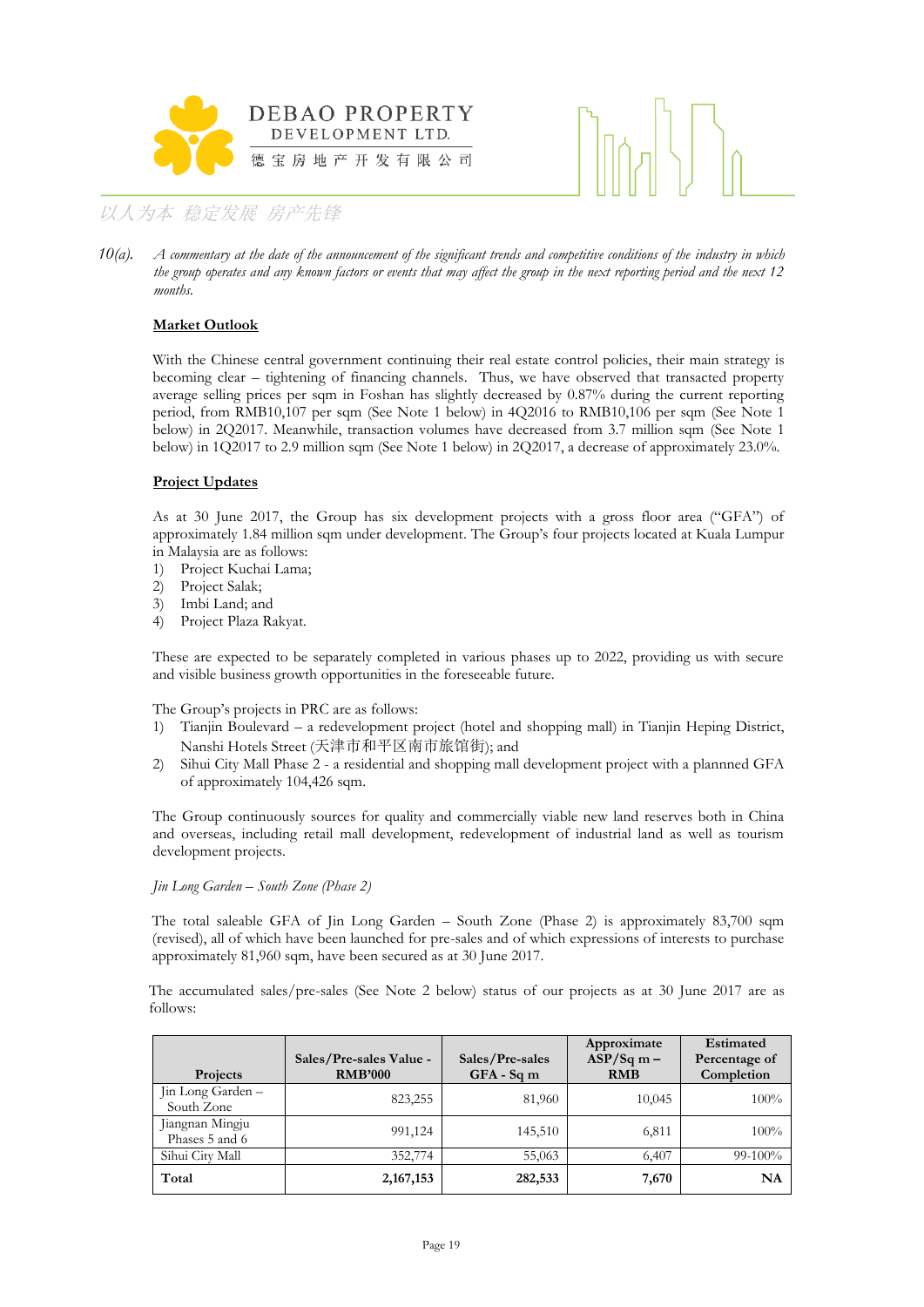10(a). *A commentary at the date of the announcement of the significant trends and competitive conditions of the industry in which the group operates and any known factors or events that may affect the group in the next reporting period and the next 12 months.*

**Market Outlook**

With the Chinese central government continuing their real estate control policies, their main strategy is becoming clear – tightening of financing channels. Thus, we have observed that transacted property average selling prices per sqm in Foshan has slightly decreased by 0.87% during the current reporting period, from RMB10,107 per sqm (See Note 1 below) in 4Q2016 to RMB10,106 per sqm (See Note 1 below) in 2Q2017. Meanwhile, transaction volumes have decreased from 3.7 million sqm (See Note 1 below) in 1Q2017 to 2.9 million sqm (See Note 1 below) in 2Q2017, a decrease of approximately 23.0%.

**Project Updates**

As at 30 June 2017, the Group has six development projects with a gross floor area ("GFA") of approximately 1.84 million sqm under development. The Group's four projects located at Kuala Lumpur in Malaysia are as follows:

1) Project Kuchai Lama;
2) Project Salak;
3) Imbi Land; and
4) Project Plaza Rakyat.

These are expected to be separately completed in various phases up to 2022, providing us with secure and visible business growth opportunities in the foreseeable future.

The Group's projects in PRC are as follows:

1) Tianjin Boulevard – a redevelopment project (hotel and shopping mall) in Tianjin Heping District, Nanshi Hotels Street (天津市和平区南市旅馆街); and
2) Sihui City Mall Phase 2 - a residential and shopping mall development project with a plannned GFA of approximately 104,426 sqm.

The Group continuously sources for quality and commercially viable new land reserves both in China and overseas, including retail mall development, redevelopment of industrial land as well as tourism development projects.

*Jin Long Garden – South Zone (Phase 2)*

The total saleable GFA of Jin Long Garden – South Zone (Phase 2) is approximately 83,700 sqm (revised), all of which have been launched for pre-sales and of which expressions of interests to purchase approximately 81,960 sqm, have been secured as at 30 June 2017.

The accumulated sales/pre-sales (See Note 2 below) status of our projects as at 30 June 2017 are as follows:

| Projects | Sales/Pre-sales Value - RMB'000 | Sales/Pre-sales GFA - Sq m | Approximate ASP/Sq m – RMB | Estimated Percentage of Completion |
|---|---|---|---|---|
| Jin Long Garden – South Zone | 823,255 | 81,960 | 10,045 | 100% |
| Jiangnan Mingju Phases 5 and 6 | 991,124 | 145,510 | 6,811 | 100% |
| Sihui City Mall | 352,774 | 55,063 | 6,407 | 99-100% |
| **Total** | **2,167,153** | **282,533** | **7,670** | **NA** |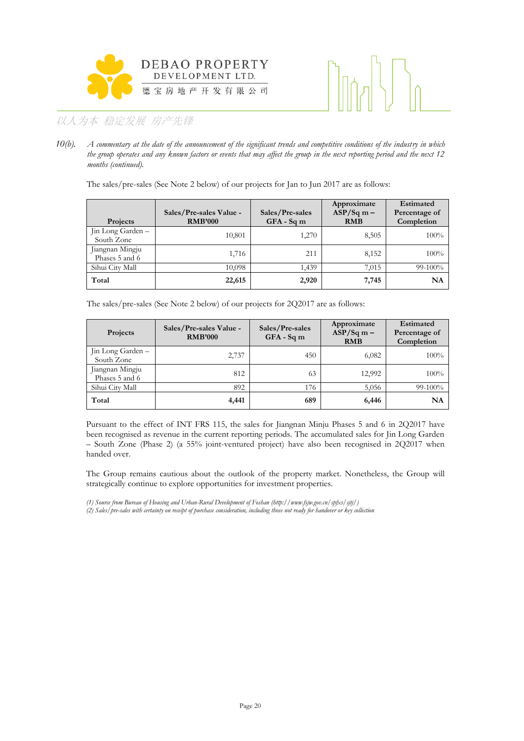10(b). *A commentary at the date of the announcement of the significant trends and competitive conditions of the industry in which the group operates and any known factors or events that may affect the group in the next reporting period and the next 12 months (continued).*

The sales/pre-sales (See Note 2 below) of our projects for Jan to Jun 2017 are as follows:

| Projects | Sales/Pre-sales Value - RMB'000 | Sales/Pre-sales GFA - Sq m | Approximate ASP/Sq m – RMB | Estimated Percentage of Completion |
|---|---|---|---|---|
| Jin Long Garden – South Zone | 10,801 | 1,270 | 8,505 | 100% |
| Jiangnan Mingju Phases 5 and 6 | 1,716 | 211 | 8,152 | 100% |
| Sihui City Mall | 10,098 | 1,439 | 7,015 | 99-100% |
| **Total** | **22,615** | **2,920** | **7,745** | **NA** |

The sales/pre-sales (See Note 2 below) of our projects for 2Q2017 are as follows:

| Projects | Sales/Pre-sales Value - RMB'000 | Sales/Pre-sales GFA - Sq m | Approximate ASP/Sq m – RMB | Estimated Percentage of Completion |
|---|---|---|---|---|
| Jin Long Garden – South Zone | 2,737 | 450 | 6,082 | 100% |
| Jiangnan Mingju Phases 5 and 6 | 812 | 63 | 12,992 | 100% |
| Sihui City Mall | 892 | 176 | 5,056 | 99-100% |
| **Total** | **4,441** | **689** | **6,446** | **NA** |

Pursuant to the effect of INT FRS 115, the sales for Jiangnan Minju Phases 5 and 6 in 2Q2017 have been recognised as revenue in the current reporting periods. The accumulated sales for Jin Long Garden – South Zone (Phase 2) (a 55% joint-ventured project) have also been recognised in 2Q2017 when handed over.

The Group remains cautious about the outlook of the property market. Nonetheless, the Group will strategically continue to explore opportunities for investment properties.

*(1) Source from Bureau of Housing and Urban-Rural Development of Foshan (http://www.fsjw.gov.cn/spfxs/sjtj/)*
*(2) Sales/pre-sales with certainty on receipt of purchase consideration, including those not ready for handover or key collection*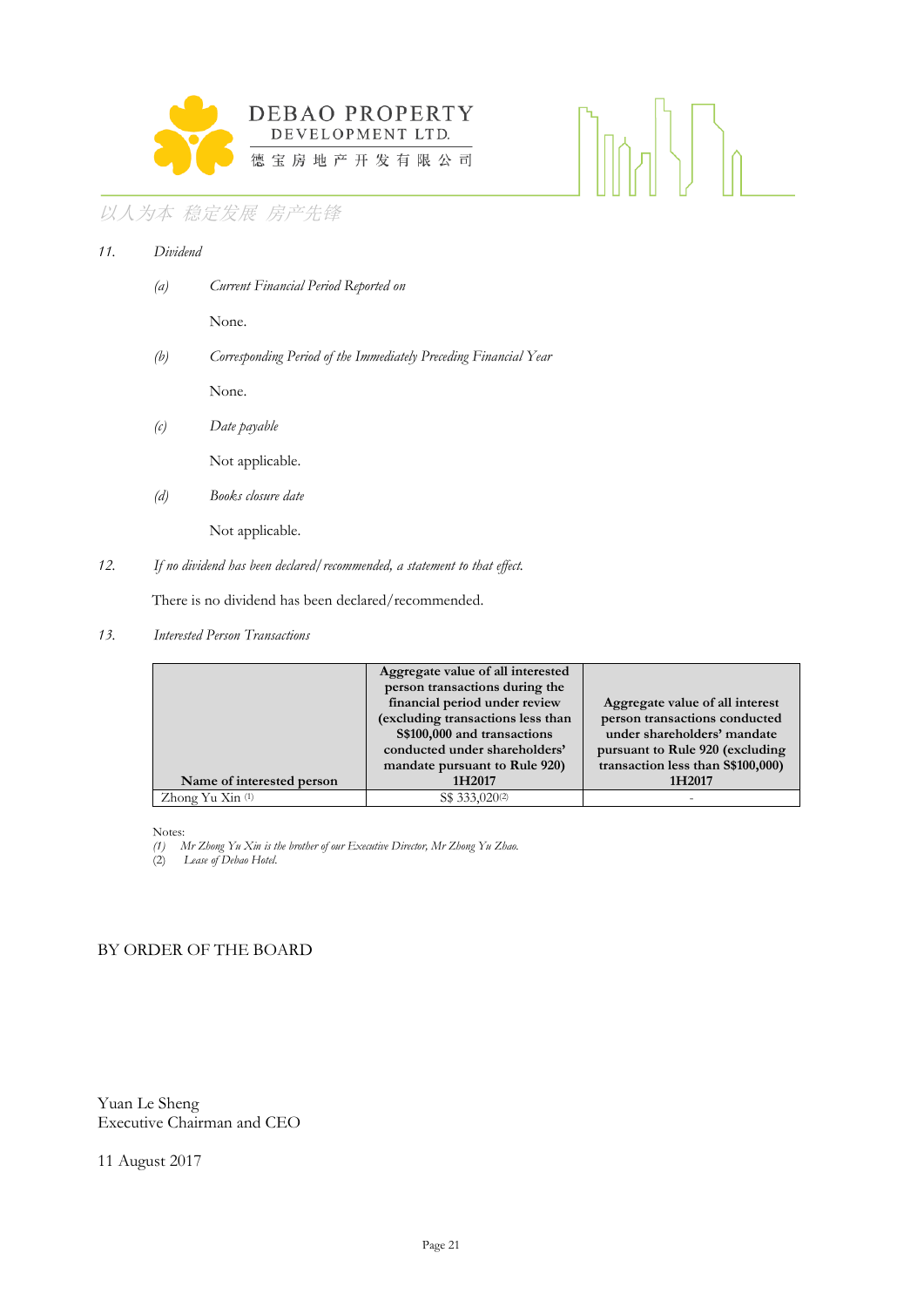11. *Dividend*

(a) *Current Financial Period Reported on*

None.

(b) *Corresponding Period of the Immediately Preceding Financial Year*

None.

(c) *Date payable*

Not applicable.

(d) *Books closure date*

Not applicable.

12. *If no dividend has been declared/recommended, a statement to that effect.*

There is no dividend has been declared/recommended.

13. *Interested Person Transactions*

| Name of interested person | Aggregate value of all interested person transactions during the financial period under review (excluding transactions less than S$100,000 and transactions conducted under shareholders' mandate pursuant to Rule 920) 1H2017 | Aggregate value of all interest person transactions conducted under shareholders' mandate pursuant to Rule 920 (excluding transaction less than S$100,000) 1H2017 |
|---|---|---|
| Zhong Yu Xin (1) | S$ 333,020(2) | - |

Notes:
(1) *Mr Zhong Yu Xin is the brother of our Executive Director, Mr Zhong Yu Zhao.*
(2) *Lease of Debao Hotel.*

BY ORDER OF THE BOARD

Yuan Le Sheng
Executive Chairman and CEO

11 August 2017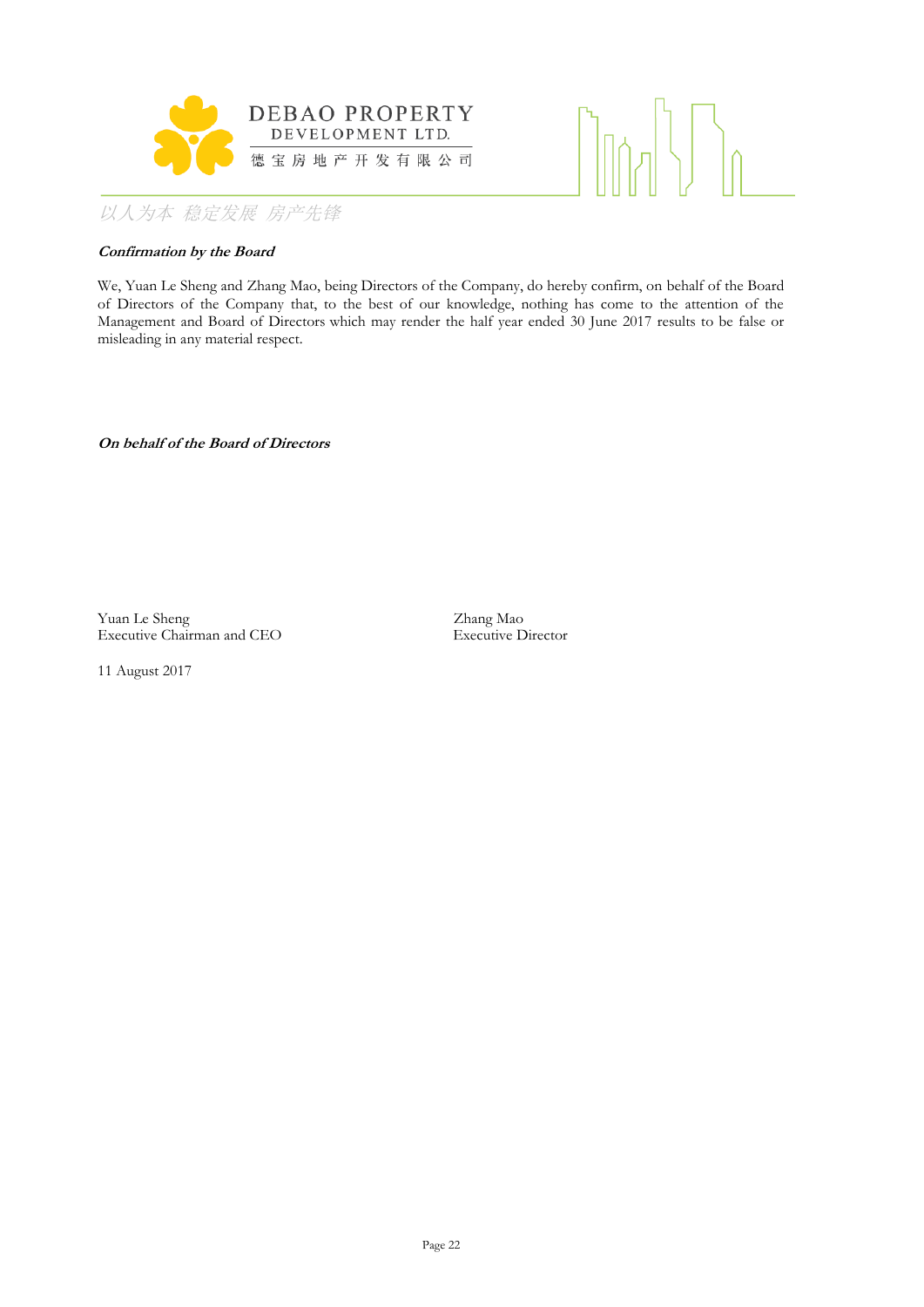***Confirmation by the Board***

We, Yuan Le Sheng and Zhang Mao, being Directors of the Company, do hereby confirm, on behalf of the Board of Directors of the Company that, to the best of our knowledge, nothing has come to the attention of the Management and Board of Directors which may render the half year ended 30 June 2017 results to be false or misleading in any material respect.

***On behalf of the Board of Directors***

Yuan Le Sheng
Executive Chairman and CEO

Zhang Mao
Executive Director

11 August 2017